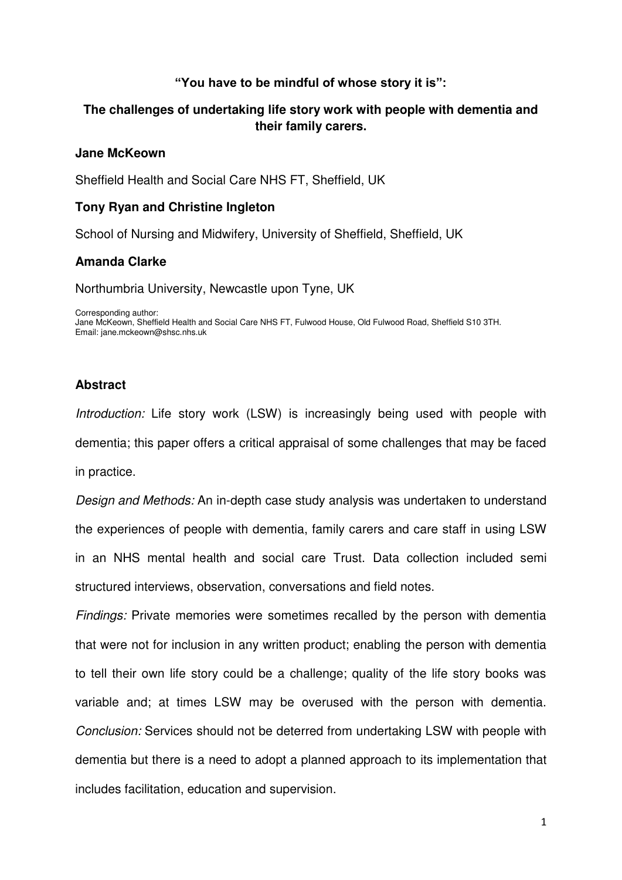# "You have to be mindful of whose story it is":

## The challenges of undertaking life story work with people with dementia and their family carers.

**Jane McKeown**

Sheffield Health and Social Care NHS FT, Sheffield, UK

**Tony Ryan and Christine Ingleton**

School of Nursing and Midwifery, University of Sheffield, Sheffield, UK

**Amanda Clarke**

Northumbria University, Newcastle upon Tyne, UK

Corresponding author:
Jane McKeown, Sheffield Health and Social Care NHS FT, Fulwood House, Old Fulwood Road, Sheffield S10 3TH.
Email: jane.mckeown@shsc.nhs.uk

## Abstract

*Introduction:* Life story work (LSW) is increasingly being used with people with dementia; this paper offers a critical appraisal of some challenges that may be faced in practice.

*Design and Methods:* An in-depth case study analysis was undertaken to understand the experiences of people with dementia, family carers and care staff in using LSW in an NHS mental health and social care Trust. Data collection included semi structured interviews, observation, conversations and field notes.

*Findings:* Private memories were sometimes recalled by the person with dementia that were not for inclusion in any written product; enabling the person with dementia to tell their own life story could be a challenge; quality of the life story books was variable and; at times LSW may be overused with the person with dementia. *Conclusion:* Services should not be deterred from undertaking LSW with people with dementia but there is a need to adopt a planned approach to its implementation that includes facilitation, education and supervision.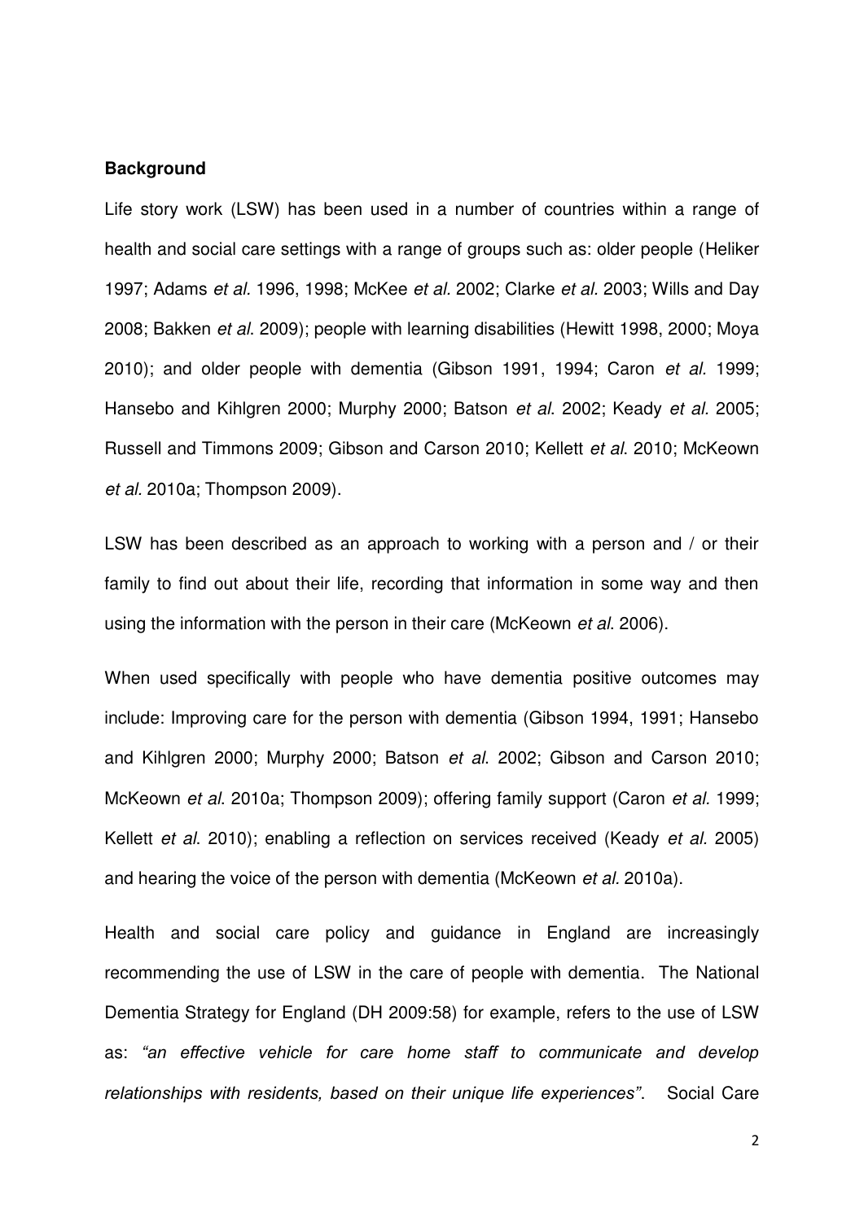**Background**

Life story work (LSW) has been used in a number of countries within a range of health and social care settings with a range of groups such as: older people (Heliker 1997; Adams *et al.* 1996, 1998; McKee *et al.* 2002; Clarke *et al.* 2003; Wills and Day 2008; Bakken *et al.* 2009); people with learning disabilities (Hewitt 1998, 2000; Moya 2010); and older people with dementia (Gibson 1991, 1994; Caron *et al.* 1999; Hansebo and Kihlgren 2000; Murphy 2000; Batson *et al*. 2002; Keady *et al.* 2005; Russell and Timmons 2009; Gibson and Carson 2010; Kellett *et al*. 2010; McKeown *et al*. 2010a; Thompson 2009).

LSW has been described as an approach to working with a person and / or their family to find out about their life, recording that information in some way and then using the information with the person in their care (McKeown *et al*. 2006).

When used specifically with people who have dementia positive outcomes may include: Improving care for the person with dementia (Gibson 1994, 1991; Hansebo and Kihlgren 2000; Murphy 2000; Batson *et al*. 2002; Gibson and Carson 2010; McKeown *et al*. 2010a; Thompson 2009); offering family support (Caron *et al.* 1999; Kellett *et al*. 2010); enabling a reflection on services received (Keady *et al.* 2005) and hearing the voice of the person with dementia (McKeown *et al.* 2010a).

Health and social care policy and guidance in England are increasingly recommending the use of LSW in the care of people with dementia. The National Dementia Strategy for England (DH 2009:58) for example, refers to the use of LSW as: *"an effective vehicle for care home staff to communicate and develop relationships with residents, based on their unique life experiences"*. Social Care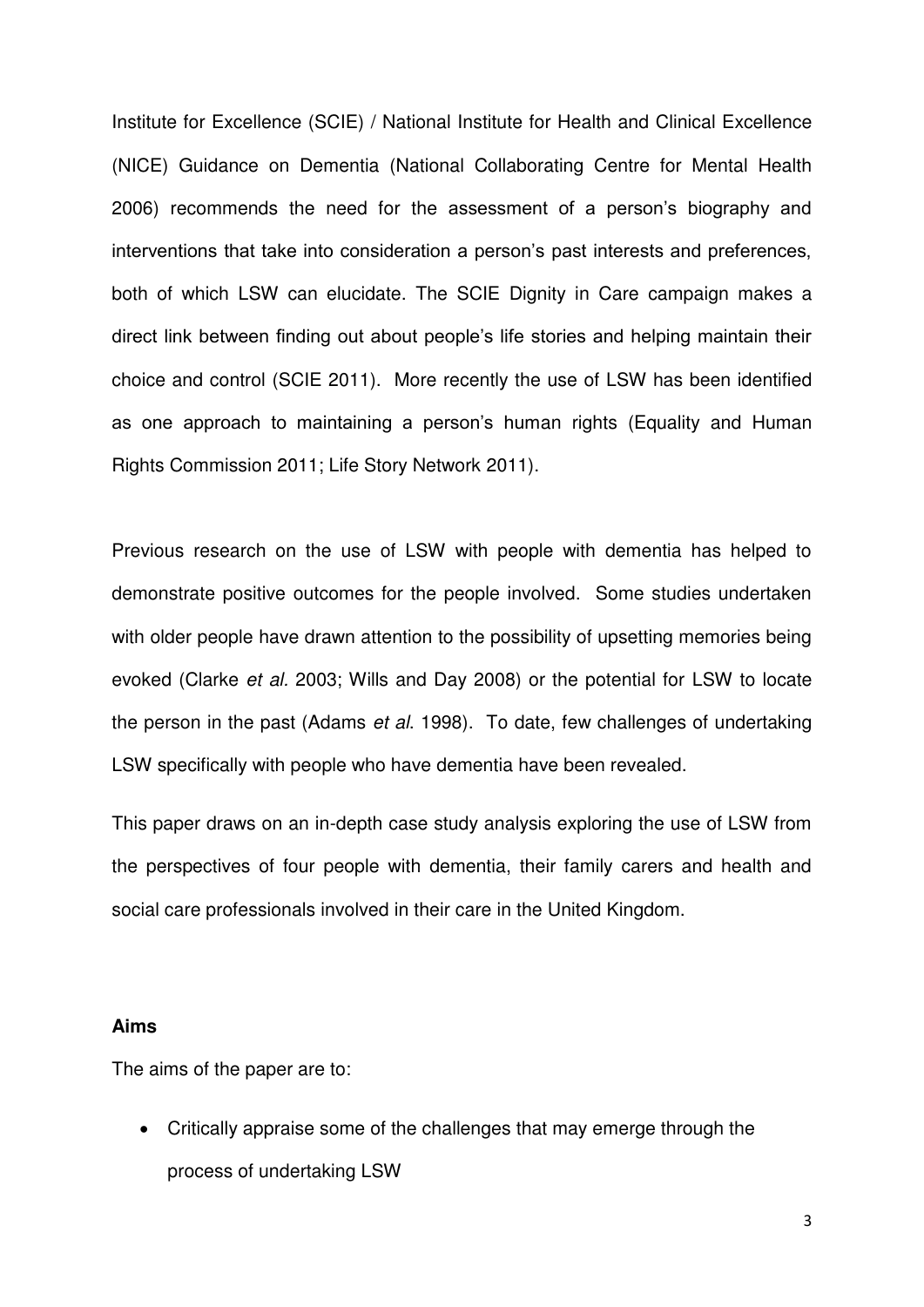Institute for Excellence (SCIE) / National Institute for Health and Clinical Excellence (NICE) Guidance on Dementia (National Collaborating Centre for Mental Health 2006) recommends the need for the assessment of a person's biography and interventions that take into consideration a person's past interests and preferences, both of which LSW can elucidate. The SCIE Dignity in Care campaign makes a direct link between finding out about people's life stories and helping maintain their choice and control (SCIE 2011). More recently the use of LSW has been identified as one approach to maintaining a person's human rights (Equality and Human Rights Commission 2011; Life Story Network 2011).

Previous research on the use of LSW with people with dementia has helped to demonstrate positive outcomes for the people involved. Some studies undertaken with older people have drawn attention to the possibility of upsetting memories being evoked (Clarke *et al*. 2003; Wills and Day 2008) or the potential for LSW to locate the person in the past (Adams *et al*. 1998). To date, few challenges of undertaking LSW specifically with people who have dementia have been revealed.

This paper draws on an in-depth case study analysis exploring the use of LSW from the perspectives of four people with dementia, their family carers and health and social care professionals involved in their care in the United Kingdom.

**Aims**

The aims of the paper are to:

- Critically appraise some of the challenges that may emerge through the process of undertaking LSW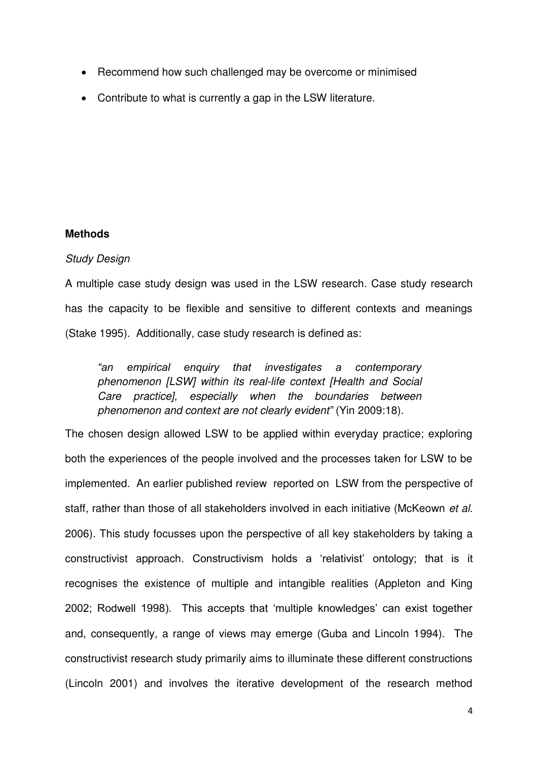- Recommend how such challenged may be overcome or minimised
- Contribute to what is currently a gap in the LSW literature.

**Methods**

*Study Design*

A multiple case study design was used in the LSW research. Case study research has the capacity to be flexible and sensitive to different contexts and meanings (Stake 1995). Additionally, case study research is defined as:

> *"an empirical enquiry that investigates a contemporary phenomenon [LSW] within its real-life context [Health and Social Care practice], especially when the boundaries between phenomenon and context are not clearly evident"* (Yin 2009:18).

The chosen design allowed LSW to be applied within everyday practice; exploring both the experiences of the people involved and the processes taken for LSW to be implemented. An earlier published review reported on LSW from the perspective of staff, rather than those of all stakeholders involved in each initiative (McKeown *et al*. 2006). This study focusses upon the perspective of all key stakeholders by taking a constructivist approach. Constructivism holds a 'relativist' ontology; that is it recognises the existence of multiple and intangible realities (Appleton and King 2002; Rodwell 1998). This accepts that 'multiple knowledges' can exist together and, consequently, a range of views may emerge (Guba and Lincoln 1994). The constructivist research study primarily aims to illuminate these different constructions (Lincoln 2001) and involves the iterative development of the research method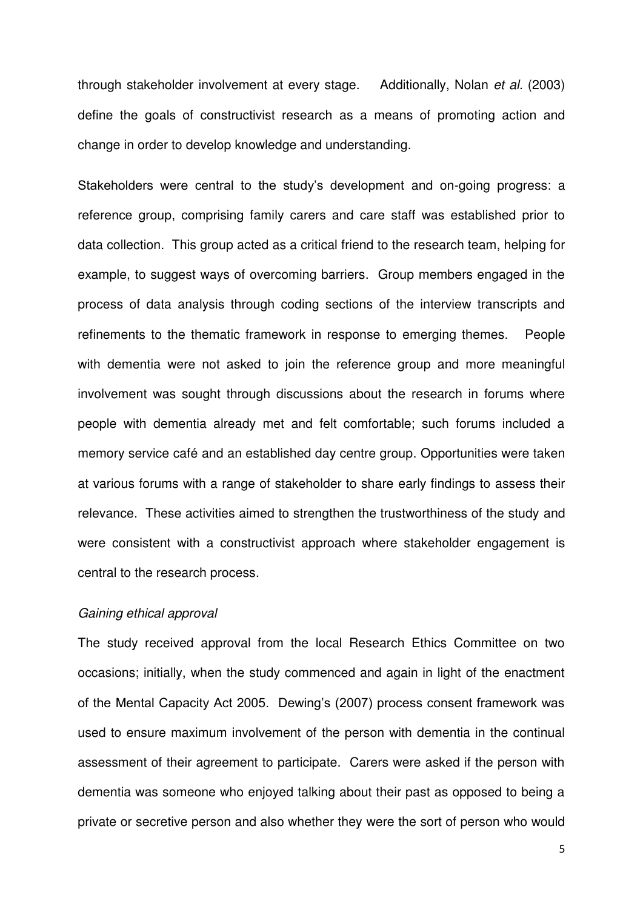through stakeholder involvement at every stage. Additionally, Nolan *et al.* (2003) define the goals of constructivist research as a means of promoting action and change in order to develop knowledge and understanding.

Stakeholders were central to the study's development and on-going progress: a reference group, comprising family carers and care staff was established prior to data collection. This group acted as a critical friend to the research team, helping for example, to suggest ways of overcoming barriers. Group members engaged in the process of data analysis through coding sections of the interview transcripts and refinements to the thematic framework in response to emerging themes. People with dementia were not asked to join the reference group and more meaningful involvement was sought through discussions about the research in forums where people with dementia already met and felt comfortable; such forums included a memory service café and an established day centre group. Opportunities were taken at various forums with a range of stakeholder to share early findings to assess their relevance. These activities aimed to strengthen the trustworthiness of the study and were consistent with a constructivist approach where stakeholder engagement is central to the research process.

*Gaining ethical approval*

The study received approval from the local Research Ethics Committee on two occasions; initially, when the study commenced and again in light of the enactment of the Mental Capacity Act 2005. Dewing's (2007) process consent framework was used to ensure maximum involvement of the person with dementia in the continual assessment of their agreement to participate. Carers were asked if the person with dementia was someone who enjoyed talking about their past as opposed to being a private or secretive person and also whether they were the sort of person who would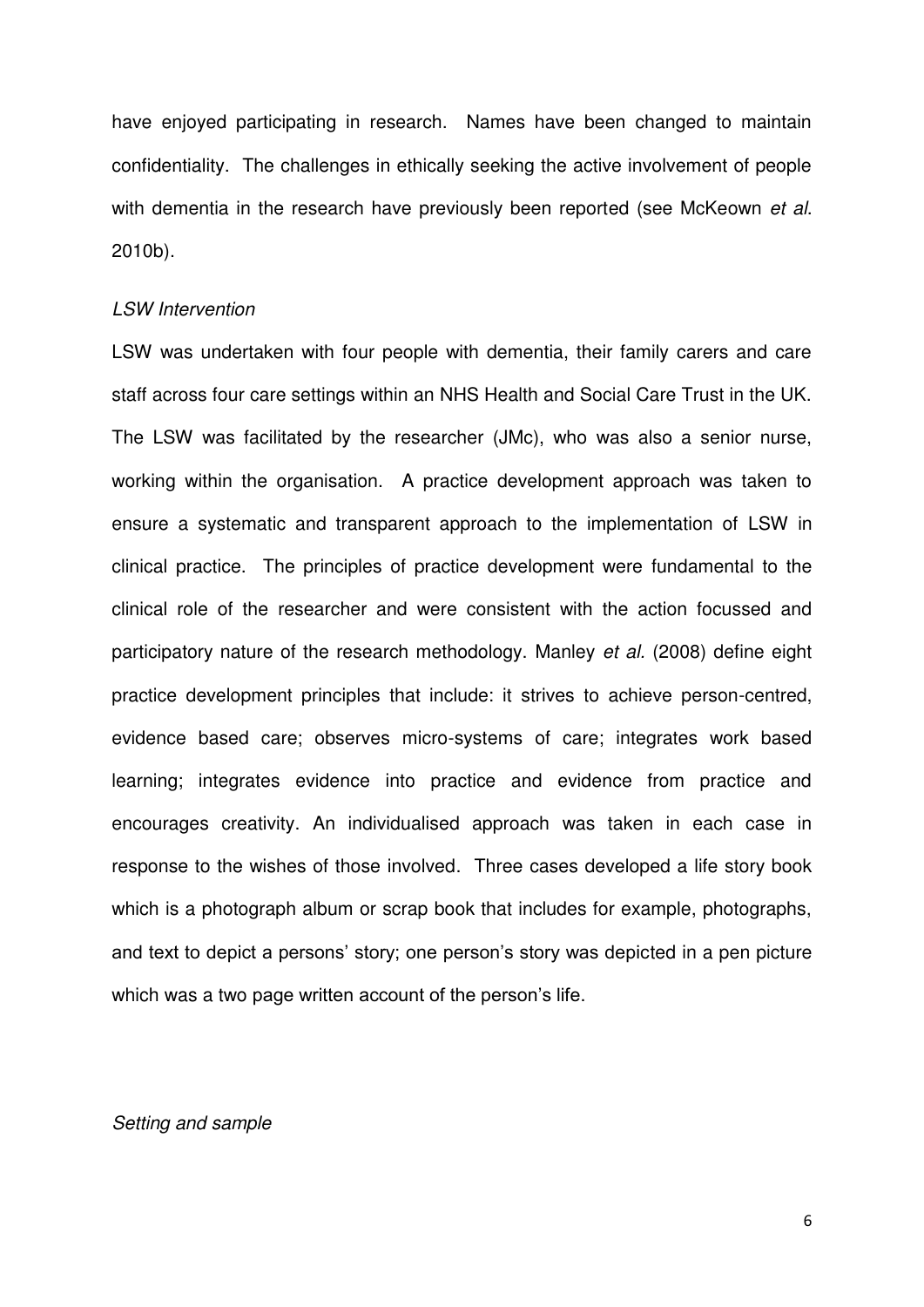have enjoyed participating in research. Names have been changed to maintain confidentiality. The challenges in ethically seeking the active involvement of people with dementia in the research have previously been reported (see McKeown *et al*. 2010b).

### *LSW Intervention*

LSW was undertaken with four people with dementia, their family carers and care staff across four care settings within an NHS Health and Social Care Trust in the UK. The LSW was facilitated by the researcher (JMc), who was also a senior nurse, working within the organisation. A practice development approach was taken to ensure a systematic and transparent approach to the implementation of LSW in clinical practice. The principles of practice development were fundamental to the clinical role of the researcher and were consistent with the action focussed and participatory nature of the research methodology. Manley *et al.* (2008) define eight practice development principles that include: it strives to achieve person-centred, evidence based care; observes micro-systems of care; integrates work based learning; integrates evidence into practice and evidence from practice and encourages creativity. An individualised approach was taken in each case in response to the wishes of those involved. Three cases developed a life story book which is a photograph album or scrap book that includes for example, photographs, and text to depict a persons' story; one person's story was depicted in a pen picture which was a two page written account of the person's life.

### *Setting and sample*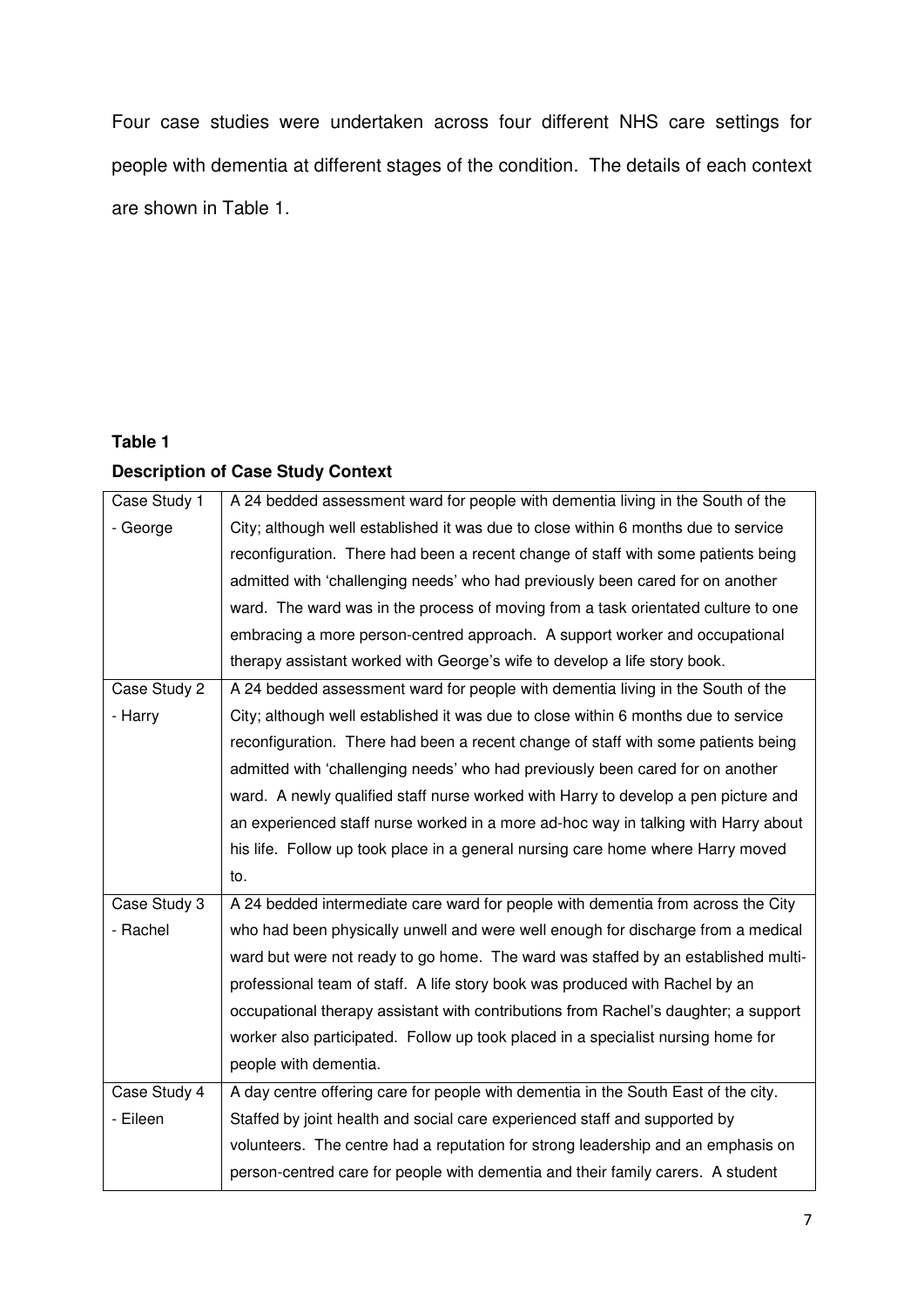Four case studies were undertaken across four different NHS care settings for people with dementia at different stages of the condition. The details of each context are shown in Table 1.

**Table 1**

**Description of Case Study Context**

| Case Study | Context |
|---|---|
| Case Study 1 - George | A 24 bedded assessment ward for people with dementia living in the South of the City; although well established it was due to close within 6 months due to service reconfiguration. There had been a recent change of staff with some patients being admitted with 'challenging needs' who had previously been cared for on another ward. The ward was in the process of moving from a task orientated culture to one embracing a more person-centred approach. A support worker and occupational therapy assistant worked with George's wife to develop a life story book. |
| Case Study 2 - Harry | A 24 bedded assessment ward for people with dementia living in the South of the City; although well established it was due to close within 6 months due to service reconfiguration. There had been a recent change of staff with some patients being admitted with 'challenging needs' who had previously been cared for on another ward. A newly qualified staff nurse worked with Harry to develop a pen picture and an experienced staff nurse worked in a more ad-hoc way in talking with Harry about his life. Follow up took place in a general nursing care home where Harry moved to. |
| Case Study 3 - Rachel | A 24 bedded intermediate care ward for people with dementia from across the City who had been physically unwell and were well enough for discharge from a medical ward but were not ready to go home. The ward was staffed by an established multi-professional team of staff. A life story book was produced with Rachel by an occupational therapy assistant with contributions from Rachel's daughter; a support worker also participated. Follow up took placed in a specialist nursing home for people with dementia. |
| Case Study 4 - Eileen | A day centre offering care for people with dementia in the South East of the city. Staffed by joint health and social care experienced staff and supported by volunteers. The centre had a reputation for strong leadership and an emphasis on person-centred care for people with dementia and their family carers. A student |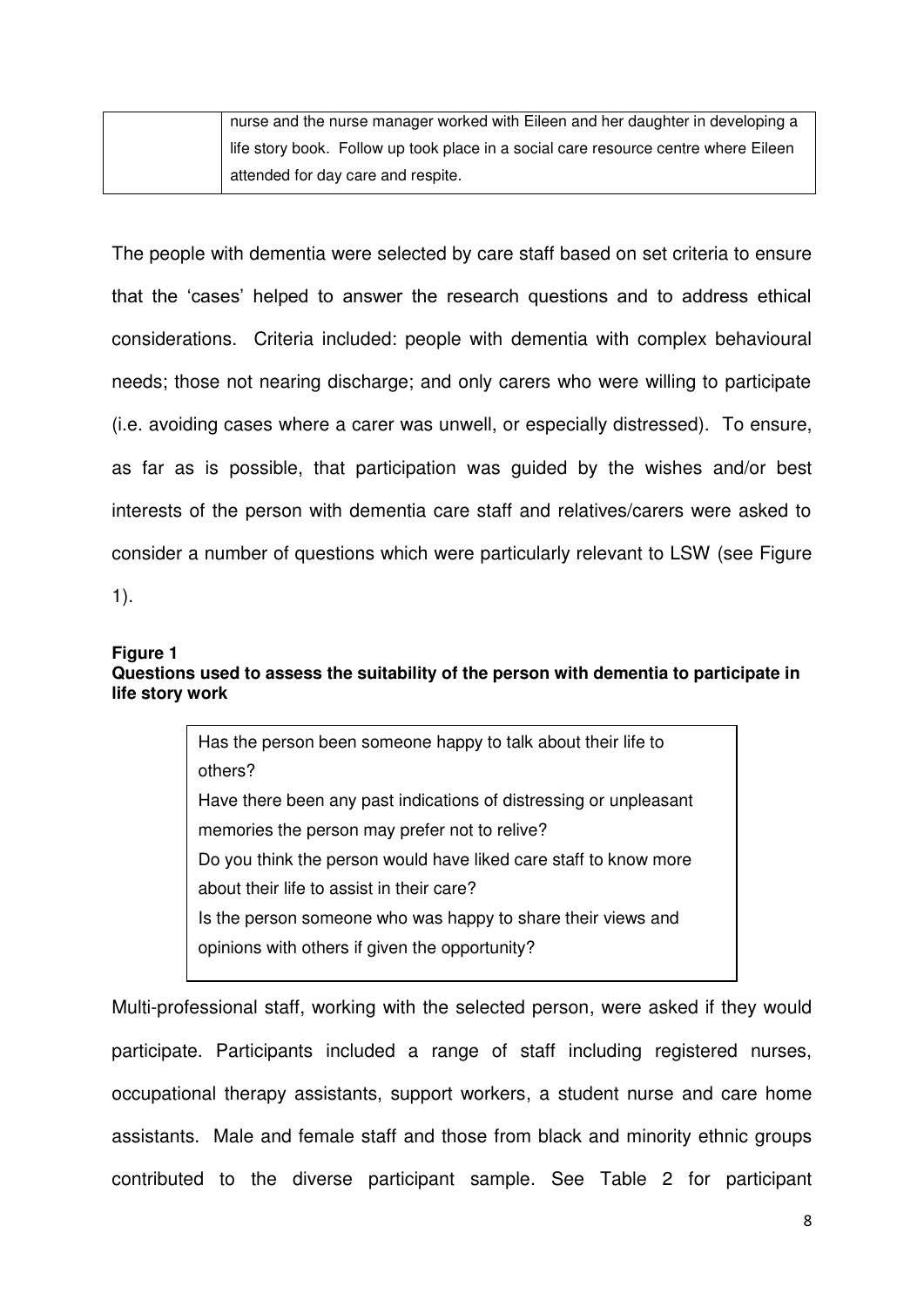| | nurse and the nurse manager worked with Eileen and her daughter in developing a life story book. Follow up took place in a social care resource centre where Eileen attended for day care and respite. |
|---|---|

The people with dementia were selected by care staff based on set criteria to ensure that the 'cases' helped to answer the research questions and to address ethical considerations. Criteria included: people with dementia with complex behavioural needs; those not nearing discharge; and only carers who were willing to participate (i.e. avoiding cases where a carer was unwell, or especially distressed). To ensure, as far as is possible, that participation was guided by the wishes and/or best interests of the person with dementia care staff and relatives/carers were asked to consider a number of questions which were particularly relevant to LSW (see Figure 1).

**Figure 1**
**Questions used to assess the suitability of the person with dementia to participate in life story work**

> Has the person been someone happy to talk about their life to others?
> Have there been any past indications of distressing or unpleasant memories the person may prefer not to relive?
> Do you think the person would have liked care staff to know more about their life to assist in their care?
> Is the person someone who was happy to share their views and opinions with others if given the opportunity?

Multi-professional staff, working with the selected person, were asked if they would participate. Participants included a range of staff including registered nurses, occupational therapy assistants, support workers, a student nurse and care home assistants. Male and female staff and those from black and minority ethnic groups contributed to the diverse participant sample. See Table 2 for participant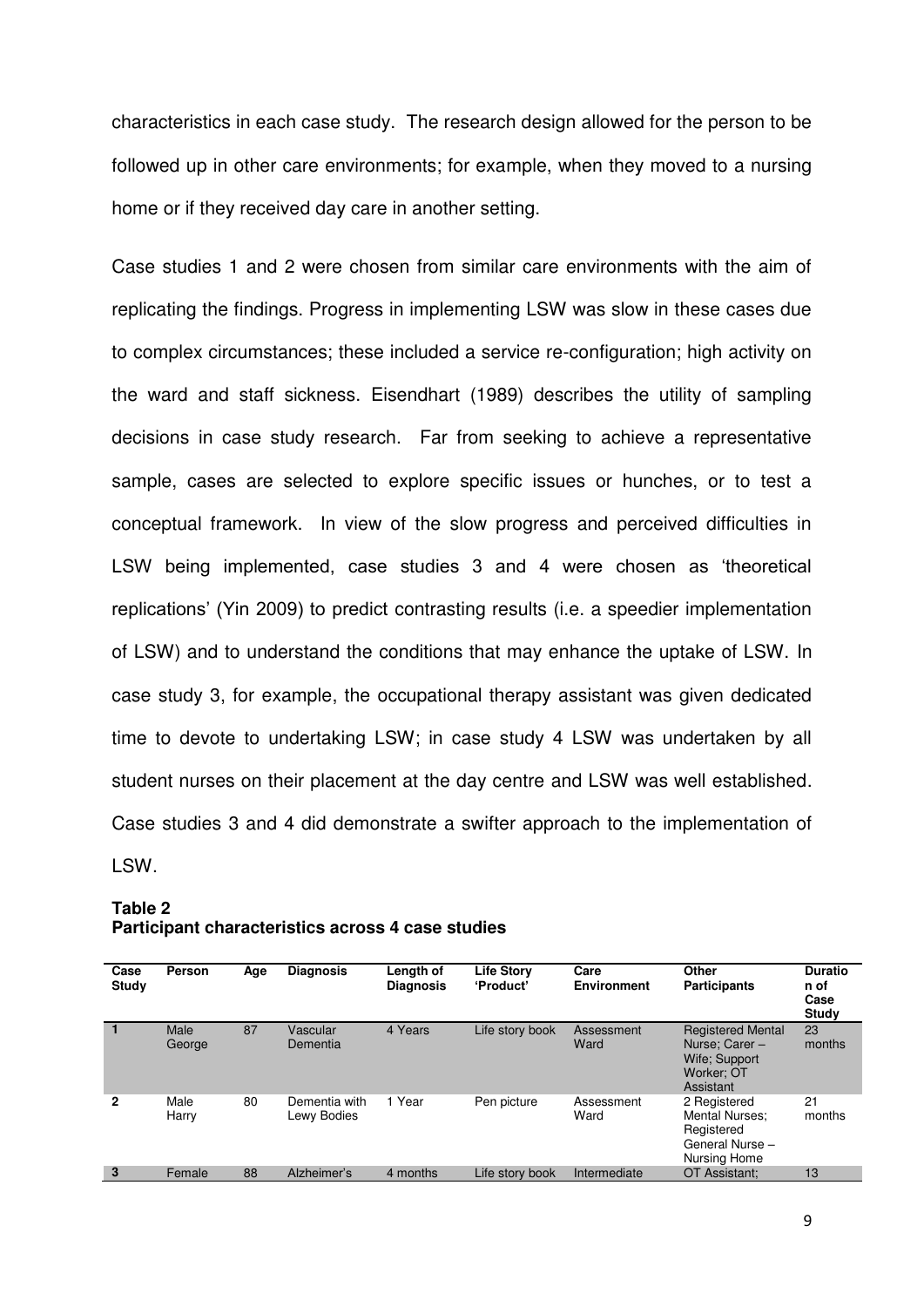characteristics in each case study. The research design allowed for the person to be followed up in other care environments; for example, when they moved to a nursing home or if they received day care in another setting.

Case studies 1 and 2 were chosen from similar care environments with the aim of replicating the findings. Progress in implementing LSW was slow in these cases due to complex circumstances; these included a service re-configuration; high activity on the ward and staff sickness. Eisendhart (1989) describes the utility of sampling decisions in case study research. Far from seeking to achieve a representative sample, cases are selected to explore specific issues or hunches, or to test a conceptual framework. In view of the slow progress and perceived difficulties in LSW being implemented, case studies 3 and 4 were chosen as 'theoretical replications' (Yin 2009) to predict contrasting results (i.e. a speedier implementation of LSW) and to understand the conditions that may enhance the uptake of LSW. In case study 3, for example, the occupational therapy assistant was given dedicated time to devote to undertaking LSW; in case study 4 LSW was undertaken by all student nurses on their placement at the day centre and LSW was well established. Case studies 3 and 4 did demonstrate a swifter approach to the implementation of LSW.

**Table 2**
**Participant characteristics across 4 case studies**

| Case Study | Person | Age | Diagnosis | Length of Diagnosis | Life Story 'Product' | Care Environment | Other Participants | Duration of Case Study |
|---|---|---|---|---|---|---|---|---|
| **1** | Male George | 87 | Vascular Dementia | 4 Years | Life story book | Assessment Ward | Registered Mental Nurse; Carer – Wife; Support Worker; OT Assistant | 23 months |
| **2** | Male Harry | 80 | Dementia with Lewy Bodies | 1 Year | Pen picture | Assessment Ward | 2 Registered Mental Nurses; Registered General Nurse – Nursing Home | 21 months |
| **3** | Female | 88 | Alzheimer's | 4 months | Life story book | Intermediate | OT Assistant; | 13 |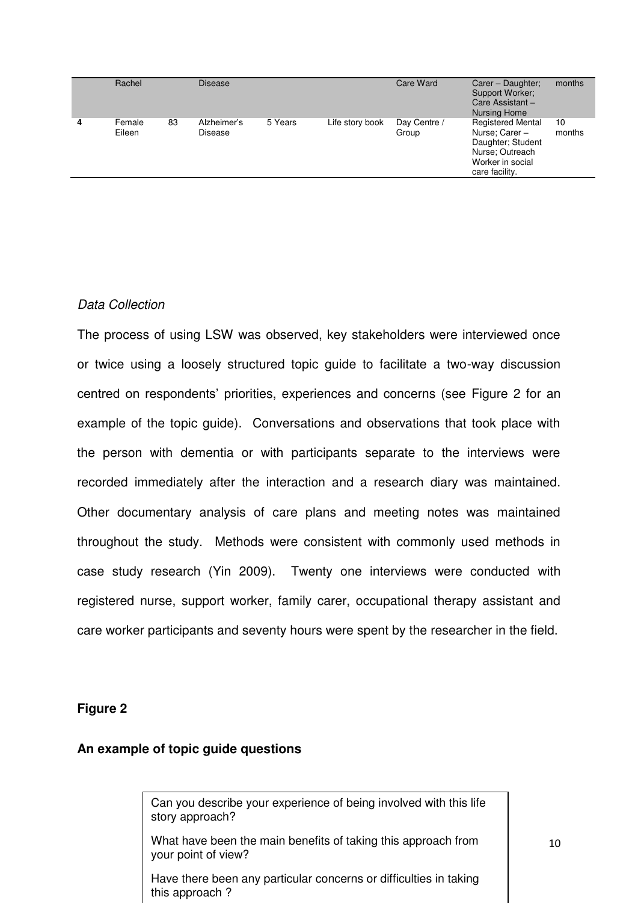|  | Rachel |  | Disease |  |  | Care Ward | Carer – Daughter; Support Worker; Care Assistant – Nursing Home | months |
|---|---|---|---|---|---|---|---|---|
| **4** | Female Eileen | 83 | Alzheimer's Disease | 5 Years | Life story book | Day Centre / Group | Registered Mental Nurse; Carer – Daughter; Student Nurse; Outreach Worker in social care facility. | 10 months |

*Data Collection*

The process of using LSW was observed, key stakeholders were interviewed once or twice using a loosely structured topic guide to facilitate a two-way discussion centred on respondents' priorities, experiences and concerns (see Figure 2 for an example of the topic guide). Conversations and observations that took place with the person with dementia or with participants separate to the interviews were recorded immediately after the interaction and a research diary was maintained. Other documentary analysis of care plans and meeting notes was maintained throughout the study. Methods were consistent with commonly used methods in case study research (Yin 2009). Twenty one interviews were conducted with registered nurse, support worker, family carer, occupational therapy assistant and care worker participants and seventy hours were spent by the researcher in the field.

**Figure 2**

**An example of topic guide questions**

Can you describe your experience of being involved with this life story approach?

What have been the main benefits of taking this approach from your point of view?

Have there been any particular concerns or difficulties in taking this approach ?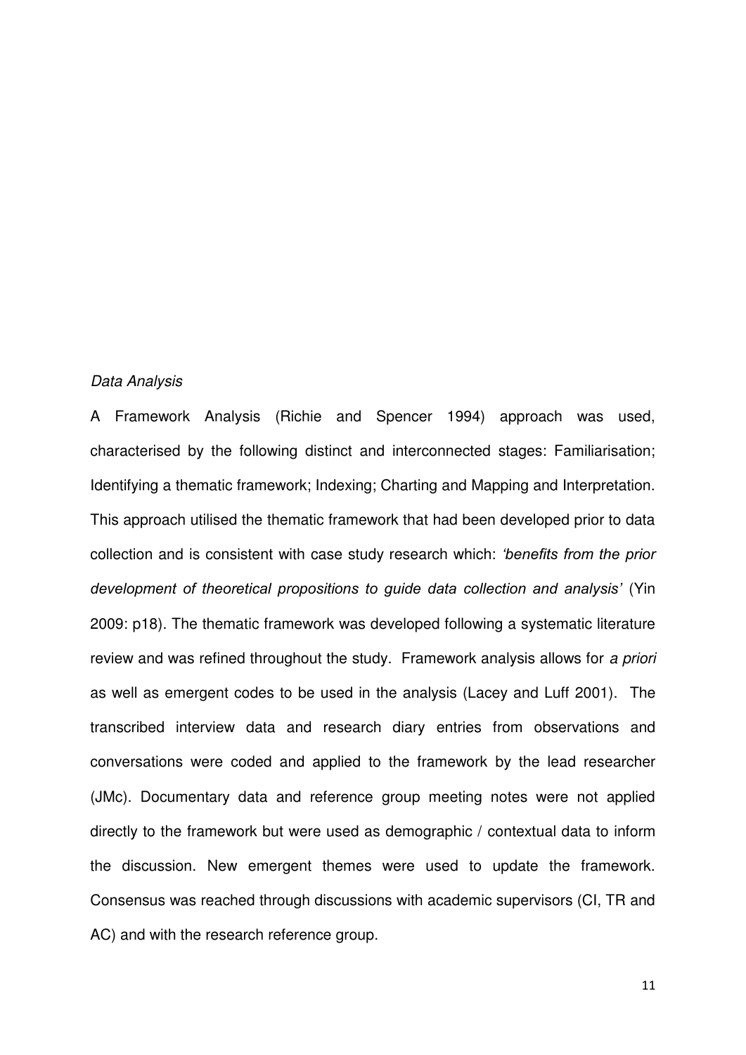*Data Analysis*

A Framework Analysis (Richie and Spencer 1994) approach was used, characterised by the following distinct and interconnected stages: Familiarisation; Identifying a thematic framework; Indexing; Charting and Mapping and Interpretation. This approach utilised the thematic framework that had been developed prior to data collection and is consistent with case study research which: *'benefits from the prior development of theoretical propositions to guide data collection and analysis'* (Yin 2009: p18). The thematic framework was developed following a systematic literature review and was refined throughout the study. Framework analysis allows for *a priori* as well as emergent codes to be used in the analysis (Lacey and Luff 2001). The transcribed interview data and research diary entries from observations and conversations were coded and applied to the framework by the lead researcher (JMc). Documentary data and reference group meeting notes were not applied directly to the framework but were used as demographic / contextual data to inform the discussion. New emergent themes were used to update the framework. Consensus was reached through discussions with academic supervisors (CI, TR and AC) and with the research reference group.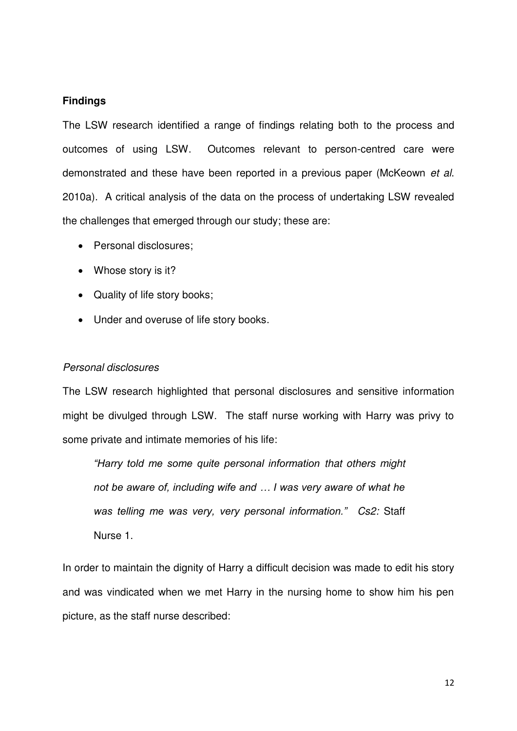**Findings**

The LSW research identified a range of findings relating both to the process and outcomes of using LSW. Outcomes relevant to person-centred care were demonstrated and these have been reported in a previous paper (McKeown *et al*. 2010a). A critical analysis of the data on the process of undertaking LSW revealed the challenges that emerged through our study; these are:

- Personal disclosures;
- Whose story is it?
- Quality of life story books;
- Under and overuse of life story books.

*Personal disclosures*

The LSW research highlighted that personal disclosures and sensitive information might be divulged through LSW. The staff nurse working with Harry was privy to some private and intimate memories of his life:

> *"Harry told me some quite personal information that others might not be aware of, including wife and … I was very aware of what he was telling me was very, very personal information." Cs2:* Staff Nurse 1.

In order to maintain the dignity of Harry a difficult decision was made to edit his story and was vindicated when we met Harry in the nursing home to show him his pen picture, as the staff nurse described: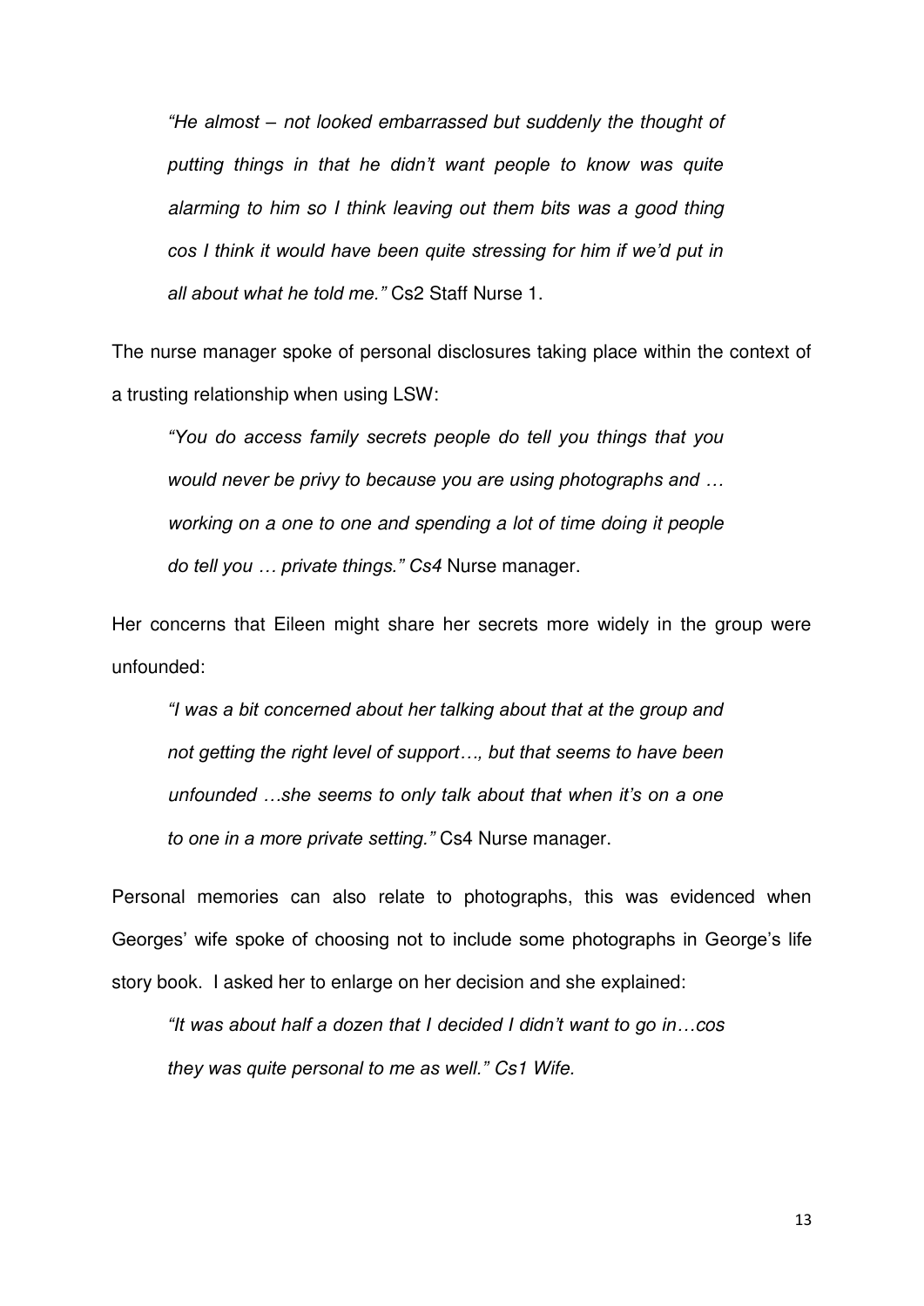> *"He almost – not looked embarrassed but suddenly the thought of putting things in that he didn't want people to know was quite alarming to him so I think leaving out them bits was a good thing cos I think it would have been quite stressing for him if we'd put in all about what he told me."* Cs2 Staff Nurse 1.

The nurse manager spoke of personal disclosures taking place within the context of a trusting relationship when using LSW:

> *"You do access family secrets people do tell you things that you would never be privy to because you are using photographs and … working on a one to one and spending a lot of time doing it people do tell you … private things." Cs4* Nurse manager.

Her concerns that Eileen might share her secrets more widely in the group were unfounded:

> *"I was a bit concerned about her talking about that at the group and not getting the right level of support…, but that seems to have been unfounded …she seems to only talk about that when it's on a one to one in a more private setting."* Cs4 Nurse manager.

Personal memories can also relate to photographs, this was evidenced when Georges' wife spoke of choosing not to include some photographs in George's life story book. I asked her to enlarge on her decision and she explained:

> *"It was about half a dozen that I decided I didn't want to go in…cos they was quite personal to me as well." Cs1 Wife.*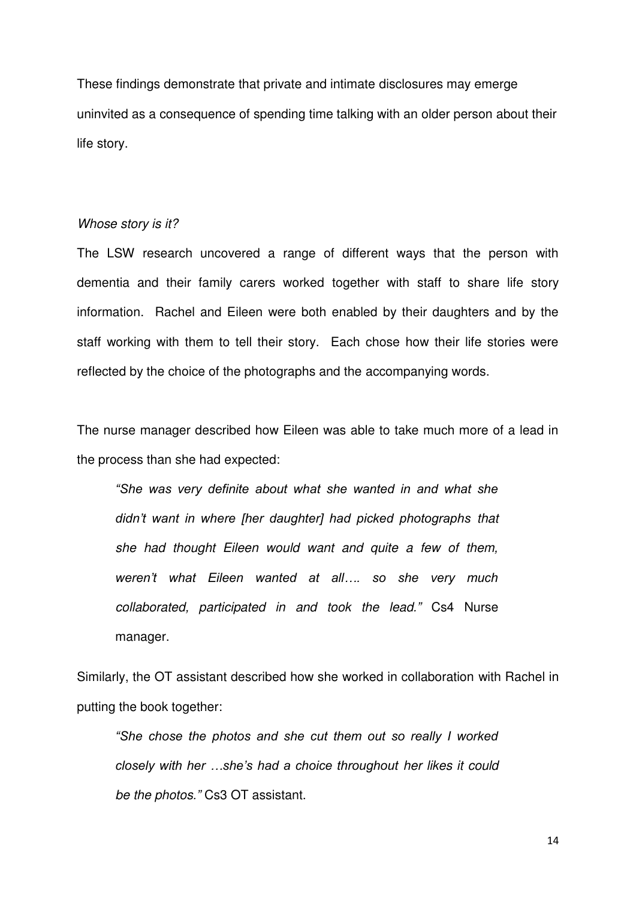These findings demonstrate that private and intimate disclosures may emerge uninvited as a consequence of spending time talking with an older person about their life story.

*Whose story is it?*

The LSW research uncovered a range of different ways that the person with dementia and their family carers worked together with staff to share life story information. Rachel and Eileen were both enabled by their daughters and by the staff working with them to tell their story. Each chose how their life stories were reflected by the choice of the photographs and the accompanying words.

The nurse manager described how Eileen was able to take much more of a lead in the process than she had expected:

> *"She was very definite about what she wanted in and what she didn't want in where [her daughter] had picked photographs that she had thought Eileen would want and quite a few of them, weren't what Eileen wanted at all…. so she very much collaborated, participated in and took the lead."* Cs4 Nurse manager.

Similarly, the OT assistant described how she worked in collaboration with Rachel in putting the book together:

> *"She chose the photos and she cut them out so really I worked closely with her …she's had a choice throughout her likes it could be the photos."* Cs3 OT assistant.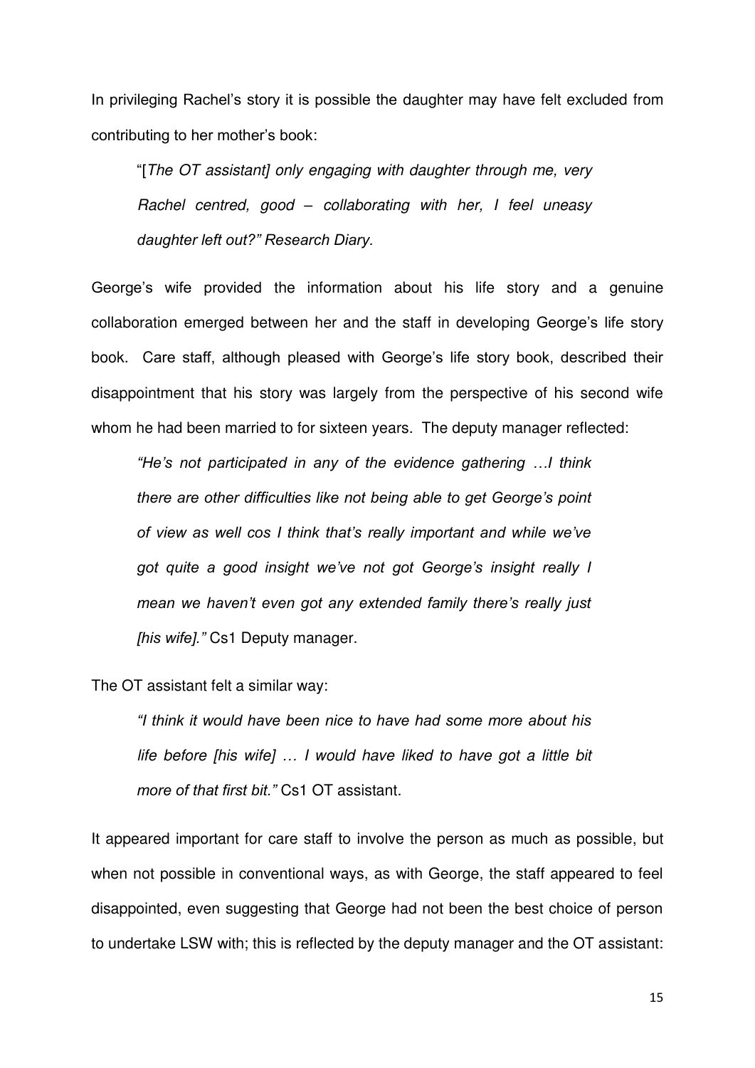In privileging Rachel's story it is possible the daughter may have felt excluded from contributing to her mother's book:

> "[*The OT assistant] only engaging with daughter through me, very Rachel centred, good – collaborating with her, I feel uneasy daughter left out?" Research Diary.*

George's wife provided the information about his life story and a genuine collaboration emerged between her and the staff in developing George's life story book. Care staff, although pleased with George's life story book, described their disappointment that his story was largely from the perspective of his second wife whom he had been married to for sixteen years. The deputy manager reflected:

> *"He's not participated in any of the evidence gathering …I think there are other difficulties like not being able to get George's point of view as well cos I think that's really important and while we've got quite a good insight we've not got George's insight really I mean we haven't even got any extended family there's really just [his wife]."* Cs1 Deputy manager.

The OT assistant felt a similar way:

> *"I think it would have been nice to have had some more about his life before [his wife] … I would have liked to have got a little bit more of that first bit."* Cs1 OT assistant.

It appeared important for care staff to involve the person as much as possible, but when not possible in conventional ways, as with George, the staff appeared to feel disappointed, even suggesting that George had not been the best choice of person to undertake LSW with; this is reflected by the deputy manager and the OT assistant: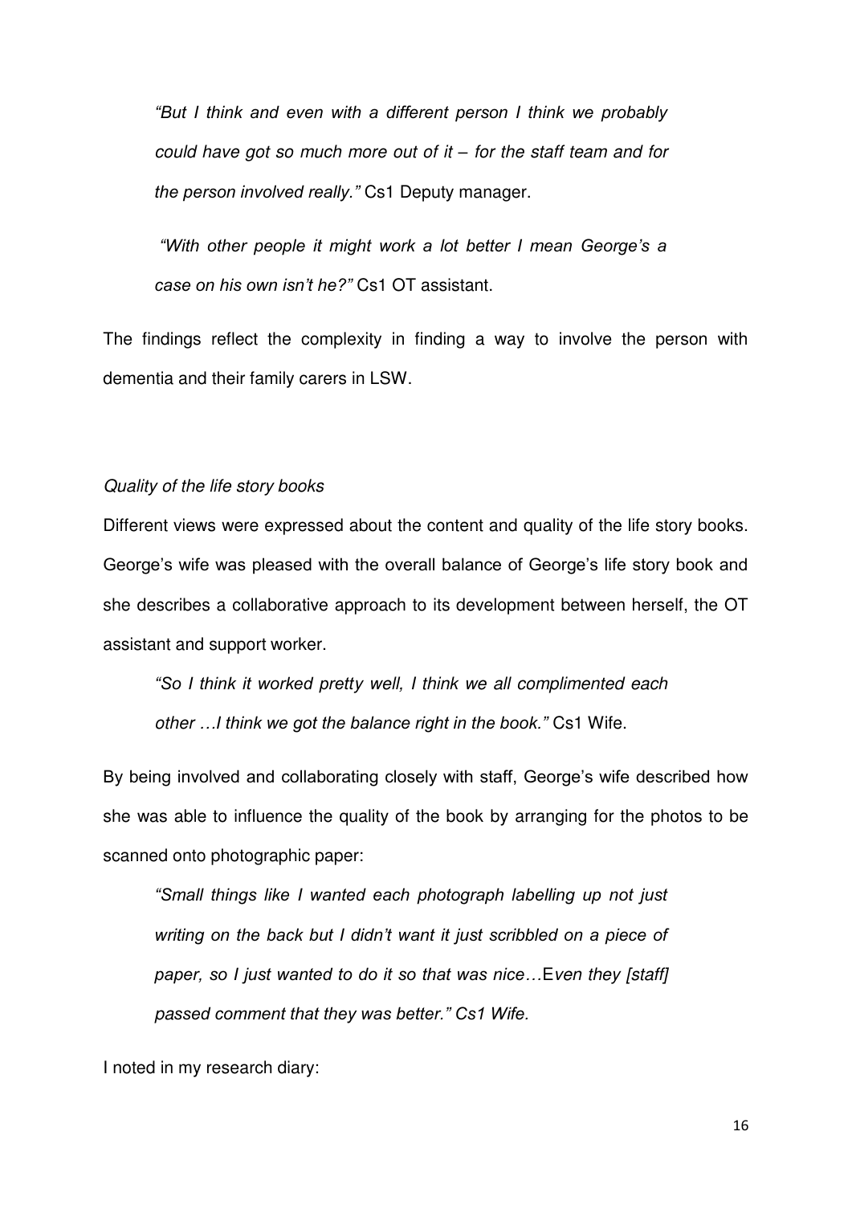> *"But I think and even with a different person I think we probably could have got so much more out of it – for the staff team and for the person involved really."* Cs1 Deputy manager.

> *"With other people it might work a lot better I mean George's a case on his own isn't he?"* Cs1 OT assistant.

The findings reflect the complexity in finding a way to involve the person with dementia and their family carers in LSW.

*Quality of the life story books*

Different views were expressed about the content and quality of the life story books. George's wife was pleased with the overall balance of George's life story book and she describes a collaborative approach to its development between herself, the OT assistant and support worker.

> *"So I think it worked pretty well, I think we all complimented each other …I think we got the balance right in the book."* Cs1 Wife.

By being involved and collaborating closely with staff, George's wife described how she was able to influence the quality of the book by arranging for the photos to be scanned onto photographic paper:

> *"Small things like I wanted each photograph labelling up not just writing on the back but I didn't want it just scribbled on a piece of paper, so I just wanted to do it so that was nice…Even they [staff] passed comment that they was better." Cs1 Wife.*

I noted in my research diary: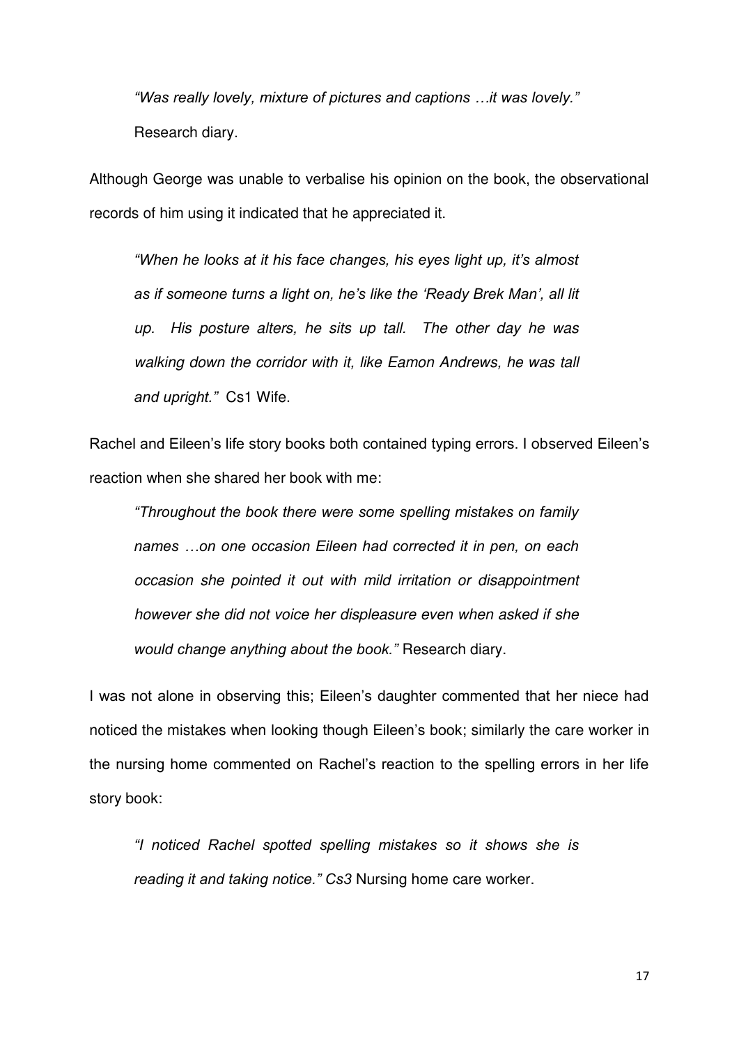> *"Was really lovely, mixture of pictures and captions …it was lovely."*
> Research diary.

Although George was unable to verbalise his opinion on the book, the observational records of him using it indicated that he appreciated it.

> *"When he looks at it his face changes, his eyes light up, it's almost as if someone turns a light on, he's like the 'Ready Brek Man', all lit up. His posture alters, he sits up tall. The other day he was walking down the corridor with it, like Eamon Andrews, he was tall and upright."* Cs1 Wife.

Rachel and Eileen's life story books both contained typing errors. I observed Eileen's reaction when she shared her book with me:

> *"Throughout the book there were some spelling mistakes on family names …on one occasion Eileen had corrected it in pen, on each occasion she pointed it out with mild irritation or disappointment however she did not voice her displeasure even when asked if she would change anything about the book."* Research diary.

I was not alone in observing this; Eileen's daughter commented that her niece had noticed the mistakes when looking though Eileen's book; similarly the care worker in the nursing home commented on Rachel's reaction to the spelling errors in her life story book:

> *"I noticed Rachel spotted spelling mistakes so it shows she is reading it and taking notice." Cs3* Nursing home care worker.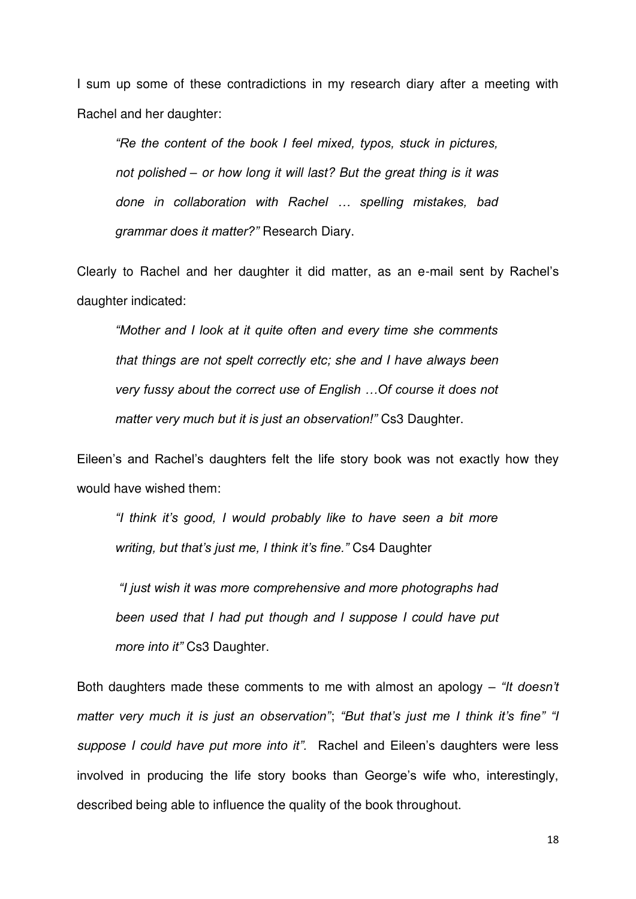I sum up some of these contradictions in my research diary after a meeting with Rachel and her daughter:

> *"Re the content of the book I feel mixed, typos, stuck in pictures, not polished – or how long it will last? But the great thing is it was done in collaboration with Rachel … spelling mistakes, bad grammar does it matter?"* Research Diary.

Clearly to Rachel and her daughter it did matter, as an e-mail sent by Rachel's daughter indicated:

> *"Mother and I look at it quite often and every time she comments that things are not spelt correctly etc; she and I have always been very fussy about the correct use of English …Of course it does not matter very much but it is just an observation!"* Cs3 Daughter.

Eileen's and Rachel's daughters felt the life story book was not exactly how they would have wished them:

> *"I think it's good, I would probably like to have seen a bit more writing, but that's just me, I think it's fine."* Cs4 Daughter

> *"I just wish it was more comprehensive and more photographs had been used that I had put though and I suppose I could have put more into it"* Cs3 Daughter.

Both daughters made these comments to me with almost an apology – *"It doesn't matter very much it is just an observation"*; *"But that's just me I think it's fine" "I suppose I could have put more into it".* Rachel and Eileen's daughters were less involved in producing the life story books than George's wife who, interestingly, described being able to influence the quality of the book throughout.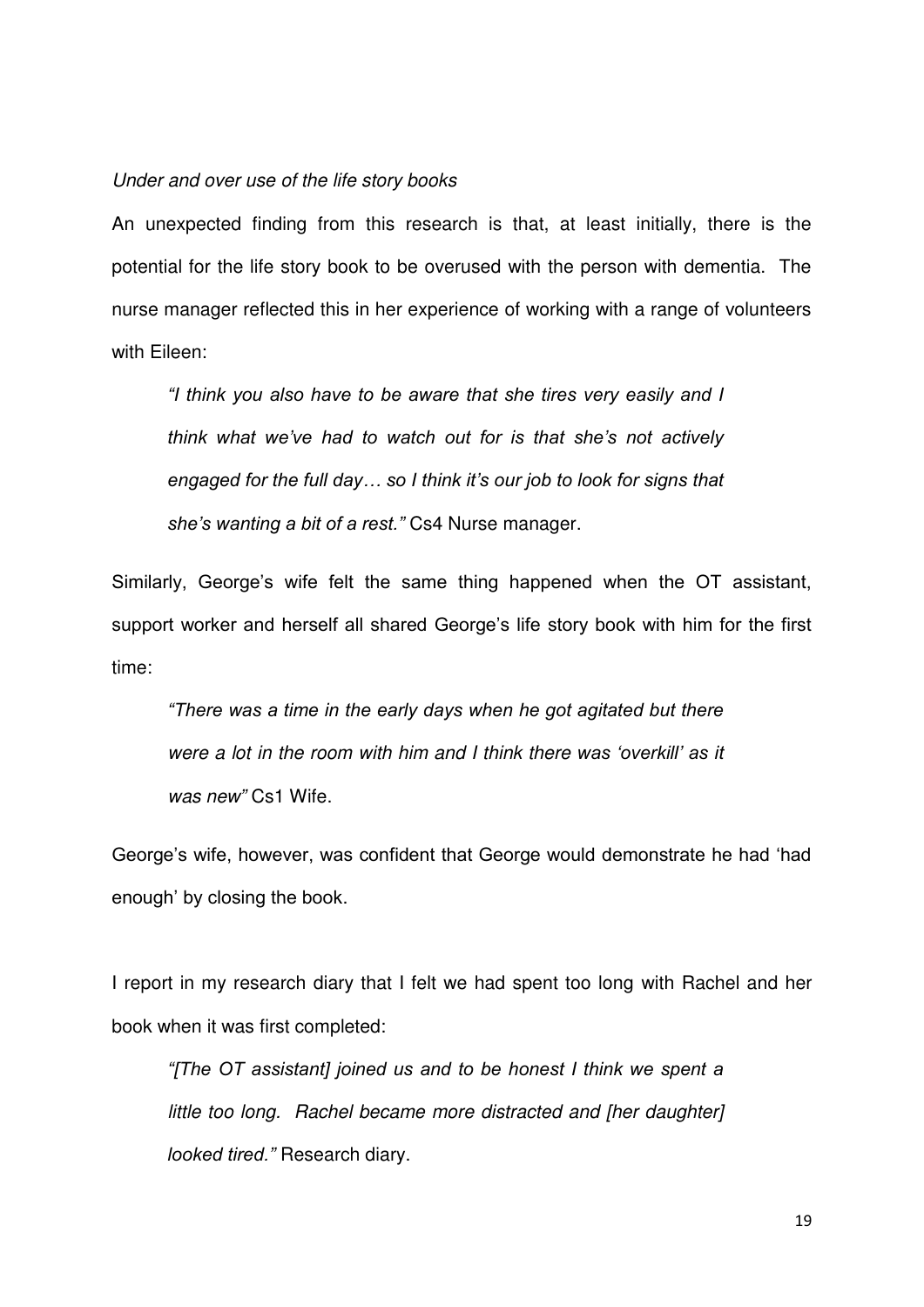*Under and over use of the life story books*

An unexpected finding from this research is that, at least initially, there is the potential for the life story book to be overused with the person with dementia. The nurse manager reflected this in her experience of working with a range of volunteers with Eileen:

> *"I think you also have to be aware that she tires very easily and I think what we've had to watch out for is that she's not actively engaged for the full day… so I think it's our job to look for signs that she's wanting a bit of a rest."* Cs4 Nurse manager.

Similarly, George's wife felt the same thing happened when the OT assistant, support worker and herself all shared George's life story book with him for the first time:

> *"There was a time in the early days when he got agitated but there were a lot in the room with him and I think there was 'overkill' as it was new"* Cs1 Wife.

George's wife, however, was confident that George would demonstrate he had 'had enough' by closing the book.

I report in my research diary that I felt we had spent too long with Rachel and her book when it was first completed:

> *"[The OT assistant] joined us and to be honest I think we spent a little too long. Rachel became more distracted and [her daughter] looked tired."* Research diary.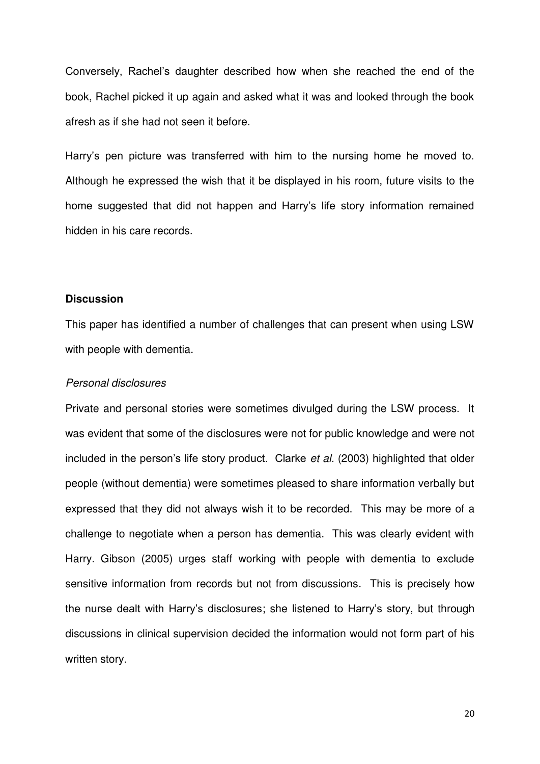Conversely, Rachel's daughter described how when she reached the end of the book, Rachel picked it up again and asked what it was and looked through the book afresh as if she had not seen it before.

Harry's pen picture was transferred with him to the nursing home he moved to. Although he expressed the wish that it be displayed in his room, future visits to the home suggested that did not happen and Harry's life story information remained hidden in his care records.

## Discussion

This paper has identified a number of challenges that can present when using LSW with people with dementia.

### *Personal disclosures*

Private and personal stories were sometimes divulged during the LSW process. It was evident that some of the disclosures were not for public knowledge and were not included in the person's life story product. Clarke *et al.* (2003) highlighted that older people (without dementia) were sometimes pleased to share information verbally but expressed that they did not always wish it to be recorded. This may be more of a challenge to negotiate when a person has dementia. This was clearly evident with Harry. Gibson (2005) urges staff working with people with dementia to exclude sensitive information from records but not from discussions. This is precisely how the nurse dealt with Harry's disclosures; she listened to Harry's story, but through discussions in clinical supervision decided the information would not form part of his written story.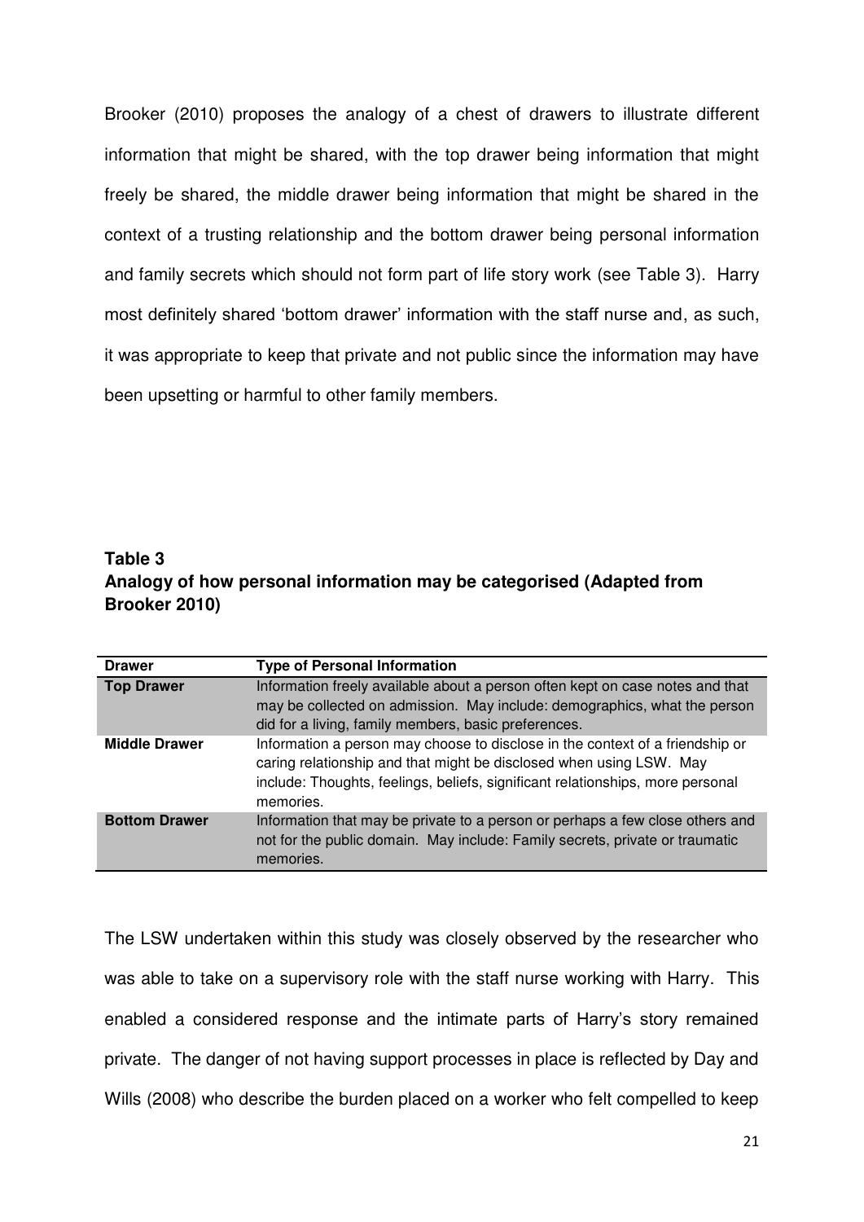Brooker (2010) proposes the analogy of a chest of drawers to illustrate different information that might be shared, with the top drawer being information that might freely be shared, the middle drawer being information that might be shared in the context of a trusting relationship and the bottom drawer being personal information and family secrets which should not form part of life story work (see Table 3). Harry most definitely shared 'bottom drawer' information with the staff nurse and, as such, it was appropriate to keep that private and not public since the information may have been upsetting or harmful to other family members.

**Table 3**
**Analogy of how personal information may be categorised (Adapted from Brooker 2010)**

| Drawer | Type of Personal Information |
|---|---|
| **Top Drawer** | Information freely available about a person often kept on case notes and that may be collected on admission. May include: demographics, what the person did for a living, family members, basic preferences. |
| **Middle Drawer** | Information a person may choose to disclose in the context of a friendship or caring relationship and that might be disclosed when using LSW. May include: Thoughts, feelings, beliefs, significant relationships, more personal memories. |
| **Bottom Drawer** | Information that may be private to a person or perhaps a few close others and not for the public domain. May include: Family secrets, private or traumatic memories. |

The LSW undertaken within this study was closely observed by the researcher who was able to take on a supervisory role with the staff nurse working with Harry. This enabled a considered response and the intimate parts of Harry's story remained private. The danger of not having support processes in place is reflected by Day and Wills (2008) who describe the burden placed on a worker who felt compelled to keep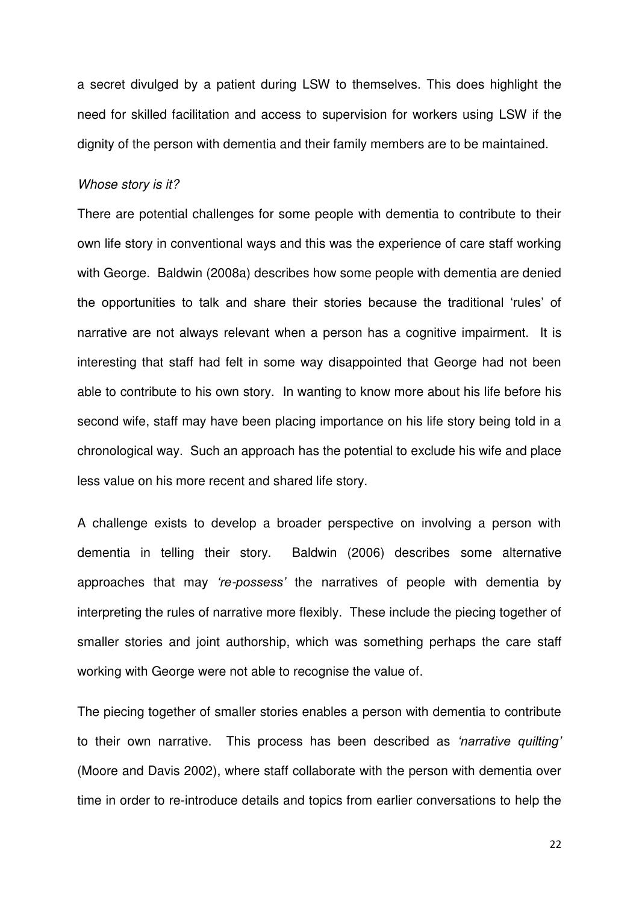a secret divulged by a patient during LSW to themselves. This does highlight the need for skilled facilitation and access to supervision for workers using LSW if the dignity of the person with dementia and their family members are to be maintained.

*Whose story is it?*

There are potential challenges for some people with dementia to contribute to their own life story in conventional ways and this was the experience of care staff working with George. Baldwin (2008a) describes how some people with dementia are denied the opportunities to talk and share their stories because the traditional 'rules' of narrative are not always relevant when a person has a cognitive impairment. It is interesting that staff had felt in some way disappointed that George had not been able to contribute to his own story. In wanting to know more about his life before his second wife, staff may have been placing importance on his life story being told in a chronological way. Such an approach has the potential to exclude his wife and place less value on his more recent and shared life story.

A challenge exists to develop a broader perspective on involving a person with dementia in telling their story. Baldwin (2006) describes some alternative approaches that may *'re-possess'* the narratives of people with dementia by interpreting the rules of narrative more flexibly. These include the piecing together of smaller stories and joint authorship, which was something perhaps the care staff working with George were not able to recognise the value of.

The piecing together of smaller stories enables a person with dementia to contribute to their own narrative. This process has been described as *'narrative quilting'* (Moore and Davis 2002), where staff collaborate with the person with dementia over time in order to re-introduce details and topics from earlier conversations to help the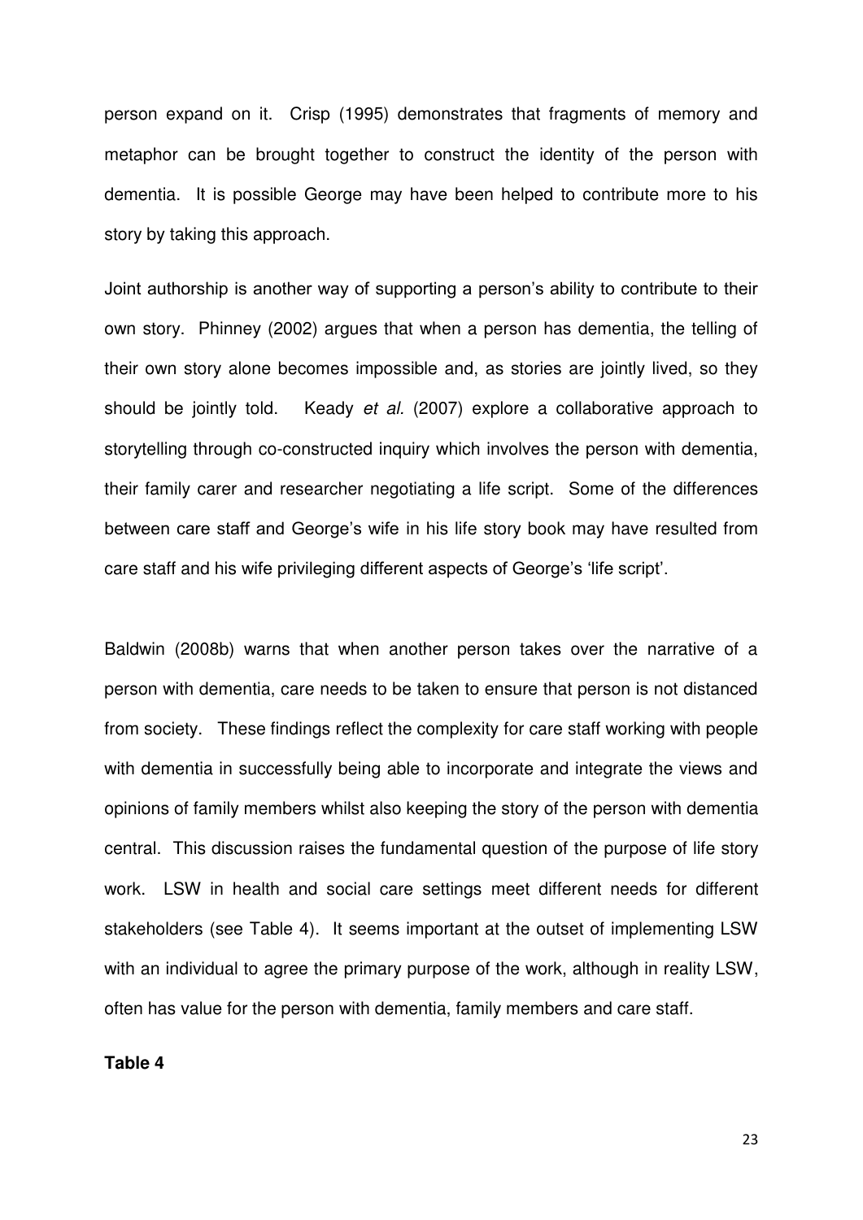person expand on it. Crisp (1995) demonstrates that fragments of memory and metaphor can be brought together to construct the identity of the person with dementia. It is possible George may have been helped to contribute more to his story by taking this approach.

Joint authorship is another way of supporting a person's ability to contribute to their own story. Phinney (2002) argues that when a person has dementia, the telling of their own story alone becomes impossible and, as stories are jointly lived, so they should be jointly told. Keady *et al.* (2007) explore a collaborative approach to storytelling through co-constructed inquiry which involves the person with dementia, their family carer and researcher negotiating a life script. Some of the differences between care staff and George's wife in his life story book may have resulted from care staff and his wife privileging different aspects of George's 'life script'.

Baldwin (2008b) warns that when another person takes over the narrative of a person with dementia, care needs to be taken to ensure that person is not distanced from society. These findings reflect the complexity for care staff working with people with dementia in successfully being able to incorporate and integrate the views and opinions of family members whilst also keeping the story of the person with dementia central. This discussion raises the fundamental question of the purpose of life story work. LSW in health and social care settings meet different needs for different stakeholders (see Table 4). It seems important at the outset of implementing LSW with an individual to agree the primary purpose of the work, although in reality LSW, often has value for the person with dementia, family members and care staff.

**Table 4**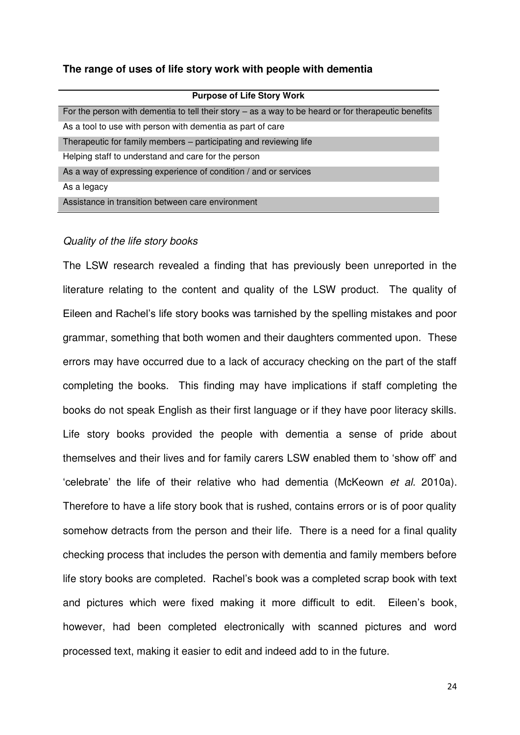**The range of uses of life story work with people with dementia**

| Purpose of Life Story Work |
|---|
| For the person with dementia to tell their story – as a way to be heard or for therapeutic benefits |
| As a tool to use with person with dementia as part of care |
| Therapeutic for family members – participating and reviewing life |
| Helping staff to understand and care for the person |
| As a way of expressing experience of condition / and or services |
| As a legacy |
| Assistance in transition between care environment |

*Quality of the life story books*

The LSW research revealed a finding that has previously been unreported in the literature relating to the content and quality of the LSW product. The quality of Eileen and Rachel's life story books was tarnished by the spelling mistakes and poor grammar, something that both women and their daughters commented upon. These errors may have occurred due to a lack of accuracy checking on the part of the staff completing the books. This finding may have implications if staff completing the books do not speak English as their first language or if they have poor literacy skills. Life story books provided the people with dementia a sense of pride about themselves and their lives and for family carers LSW enabled them to 'show off' and 'celebrate' the life of their relative who had dementia (McKeown *et al*. 2010a). Therefore to have a life story book that is rushed, contains errors or is of poor quality somehow detracts from the person and their life. There is a need for a final quality checking process that includes the person with dementia and family members before life story books are completed. Rachel's book was a completed scrap book with text and pictures which were fixed making it more difficult to edit. Eileen's book, however, had been completed electronically with scanned pictures and word processed text, making it easier to edit and indeed add to in the future.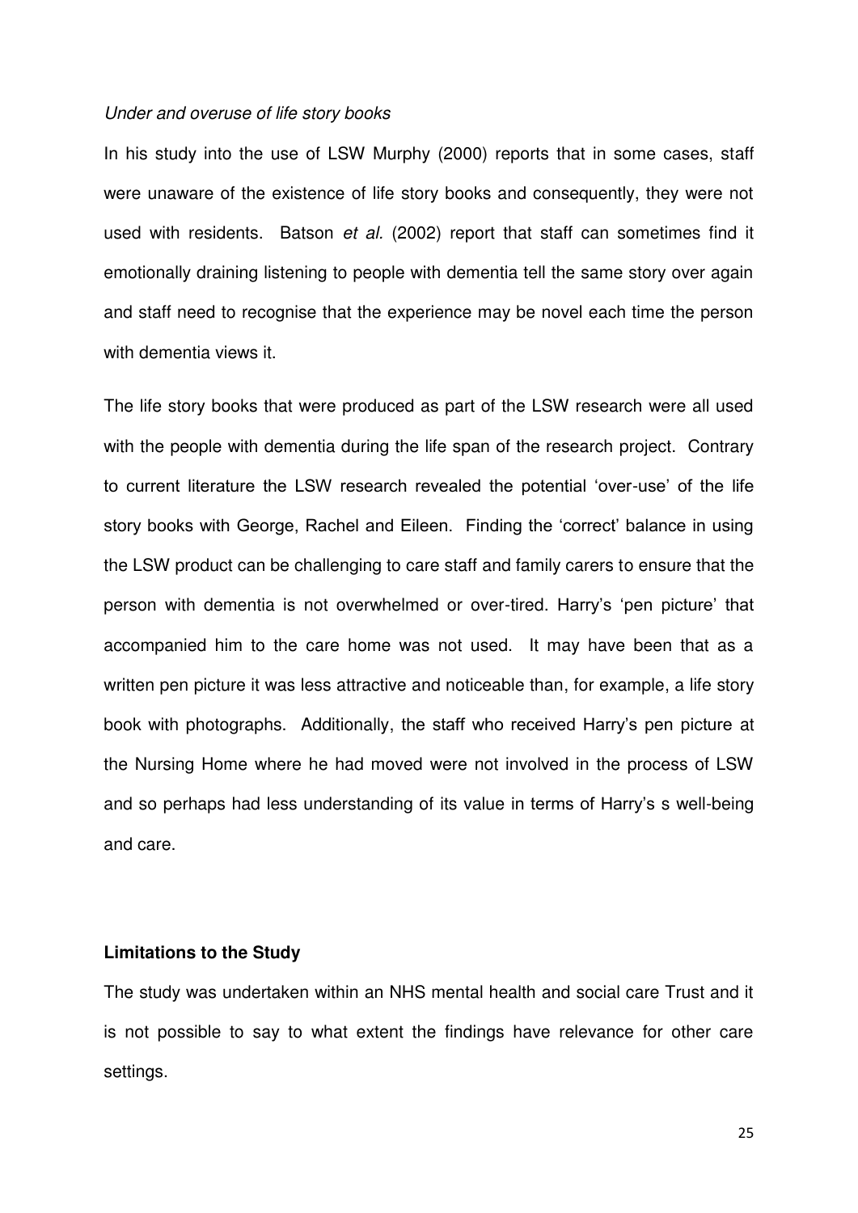*Under and overuse of life story books*

In his study into the use of LSW Murphy (2000) reports that in some cases, staff were unaware of the existence of life story books and consequently, they were not used with residents. Batson *et al.* (2002) report that staff can sometimes find it emotionally draining listening to people with dementia tell the same story over again and staff need to recognise that the experience may be novel each time the person with dementia views it.

The life story books that were produced as part of the LSW research were all used with the people with dementia during the life span of the research project. Contrary to current literature the LSW research revealed the potential 'over-use' of the life story books with George, Rachel and Eileen. Finding the 'correct' balance in using the LSW product can be challenging to care staff and family carers to ensure that the person with dementia is not overwhelmed or over-tired. Harry's 'pen picture' that accompanied him to the care home was not used. It may have been that as a written pen picture it was less attractive and noticeable than, for example, a life story book with photographs. Additionally, the staff who received Harry's pen picture at the Nursing Home where he had moved were not involved in the process of LSW and so perhaps had less understanding of its value in terms of Harry's s well-being and care.

## Limitations to the Study

The study was undertaken within an NHS mental health and social care Trust and it is not possible to say to what extent the findings have relevance for other care settings.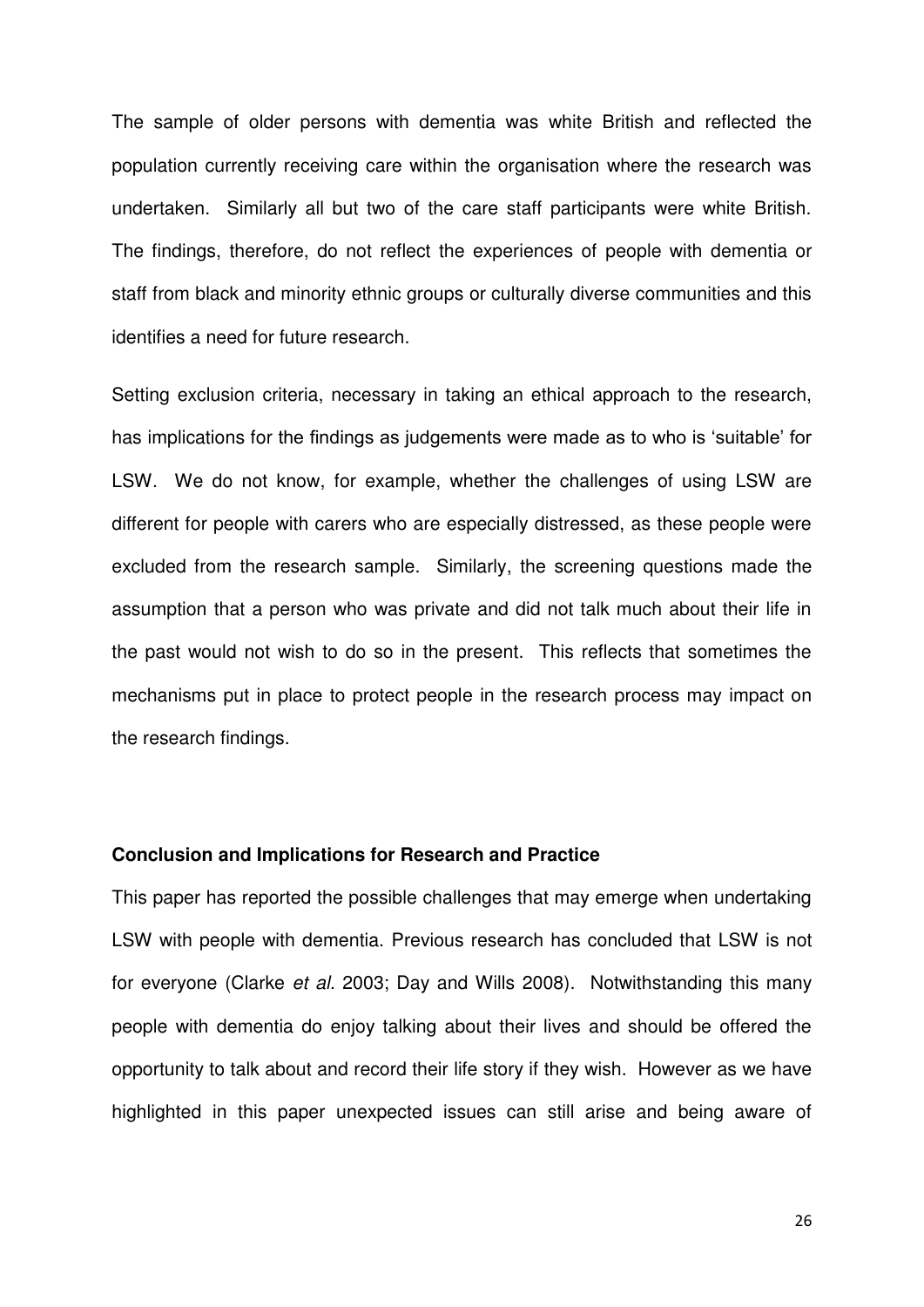The sample of older persons with dementia was white British and reflected the population currently receiving care within the organisation where the research was undertaken. Similarly all but two of the care staff participants were white British. The findings, therefore, do not reflect the experiences of people with dementia or staff from black and minority ethnic groups or culturally diverse communities and this identifies a need for future research.

Setting exclusion criteria, necessary in taking an ethical approach to the research, has implications for the findings as judgements were made as to who is 'suitable' for LSW. We do not know, for example, whether the challenges of using LSW are different for people with carers who are especially distressed, as these people were excluded from the research sample. Similarly, the screening questions made the assumption that a person who was private and did not talk much about their life in the past would not wish to do so in the present. This reflects that sometimes the mechanisms put in place to protect people in the research process may impact on the research findings.

**Conclusion and Implications for Research and Practice**

This paper has reported the possible challenges that may emerge when undertaking LSW with people with dementia. Previous research has concluded that LSW is not for everyone (Clarke *et al.* 2003; Day and Wills 2008). Notwithstanding this many people with dementia do enjoy talking about their lives and should be offered the opportunity to talk about and record their life story if they wish. However as we have highlighted in this paper unexpected issues can still arise and being aware of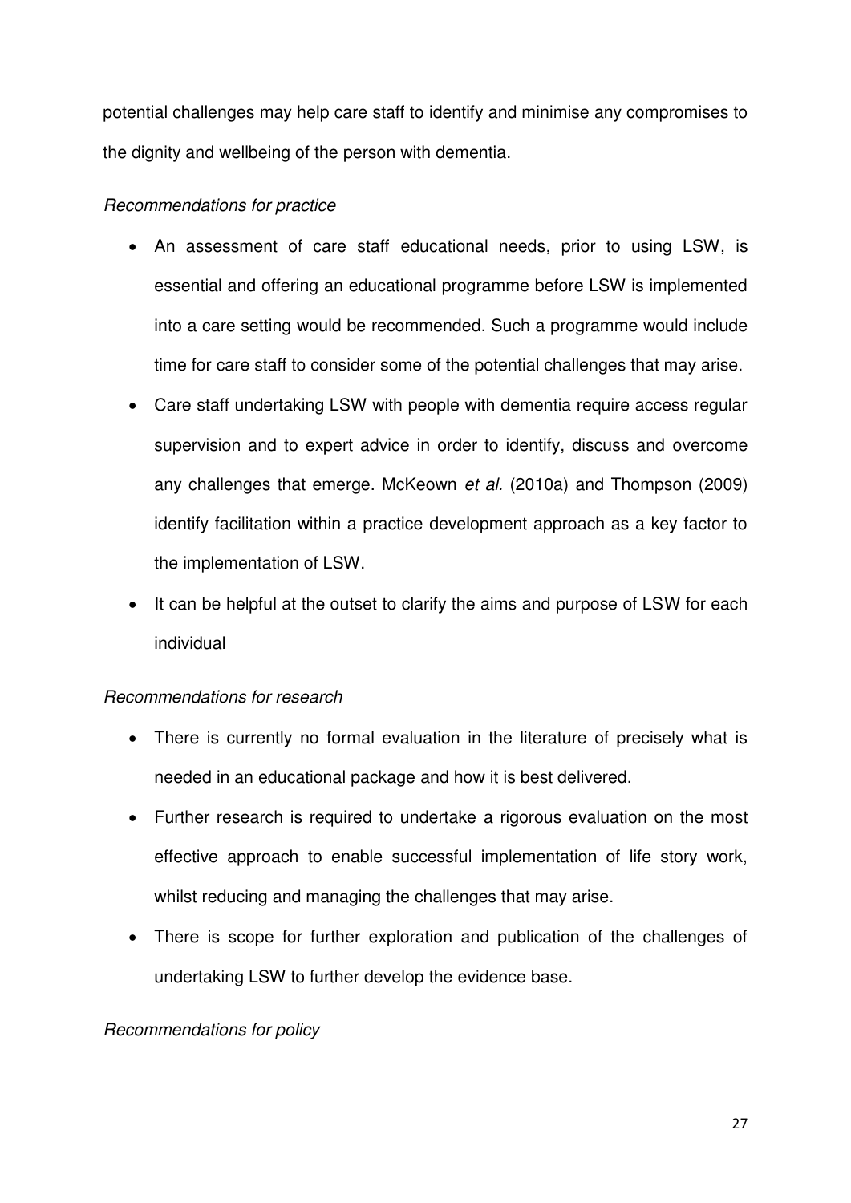potential challenges may help care staff to identify and minimise any compromises to the dignity and wellbeing of the person with dementia.

*Recommendations for practice*

- An assessment of care staff educational needs, prior to using LSW, is essential and offering an educational programme before LSW is implemented into a care setting would be recommended. Such a programme would include time for care staff to consider some of the potential challenges that may arise.
- Care staff undertaking LSW with people with dementia require access regular supervision and to expert advice in order to identify, discuss and overcome any challenges that emerge. McKeown *et al.* (2010a) and Thompson (2009) identify facilitation within a practice development approach as a key factor to the implementation of LSW.
- It can be helpful at the outset to clarify the aims and purpose of LSW for each individual

*Recommendations for research*

- There is currently no formal evaluation in the literature of precisely what is needed in an educational package and how it is best delivered.
- Further research is required to undertake a rigorous evaluation on the most effective approach to enable successful implementation of life story work, whilst reducing and managing the challenges that may arise.
- There is scope for further exploration and publication of the challenges of undertaking LSW to further develop the evidence base.

*Recommendations for policy*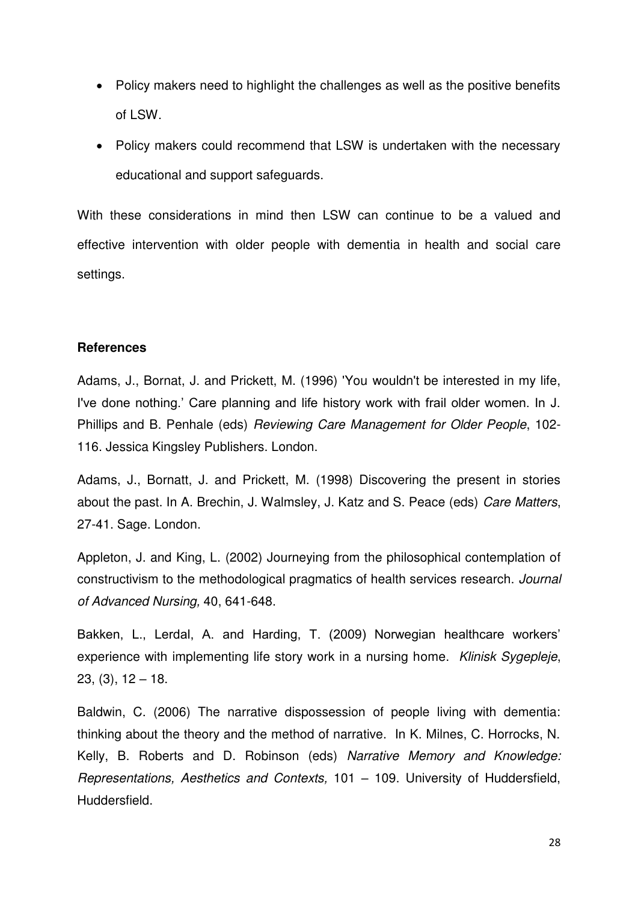- Policy makers need to highlight the challenges as well as the positive benefits of LSW.
- Policy makers could recommend that LSW is undertaken with the necessary educational and support safeguards.

With these considerations in mind then LSW can continue to be a valued and effective intervention with older people with dementia in health and social care settings.

**References**

Adams, J., Bornat, J. and Prickett, M. (1996) 'You wouldn't be interested in my life, I've done nothing.' Care planning and life history work with frail older women. In J. Phillips and B. Penhale (eds) *Reviewing Care Management for Older People*, 102-116. Jessica Kingsley Publishers. London.

Adams, J., Bornatt, J. and Prickett, M. (1998) Discovering the present in stories about the past. In A. Brechin, J. Walmsley, J. Katz and S. Peace (eds) *Care Matters*, 27-41. Sage. London.

Appleton, J. and King, L. (2002) Journeying from the philosophical contemplation of constructivism to the methodological pragmatics of health services research. *Journal of Advanced Nursing,* 40, 641-648.

Bakken, L., Lerdal, A. and Harding, T. (2009) Norwegian healthcare workers' experience with implementing life story work in a nursing home. *Klinisk Sygepleje*, 23, (3), 12 – 18.

Baldwin, C. (2006) The narrative dispossession of people living with dementia: thinking about the theory and the method of narrative. In K. Milnes, C. Horrocks, N. Kelly, B. Roberts and D. Robinson (eds) *Narrative Memory and Knowledge: Representations, Aesthetics and Contexts,* 101 – 109. University of Huddersfield, Huddersfield.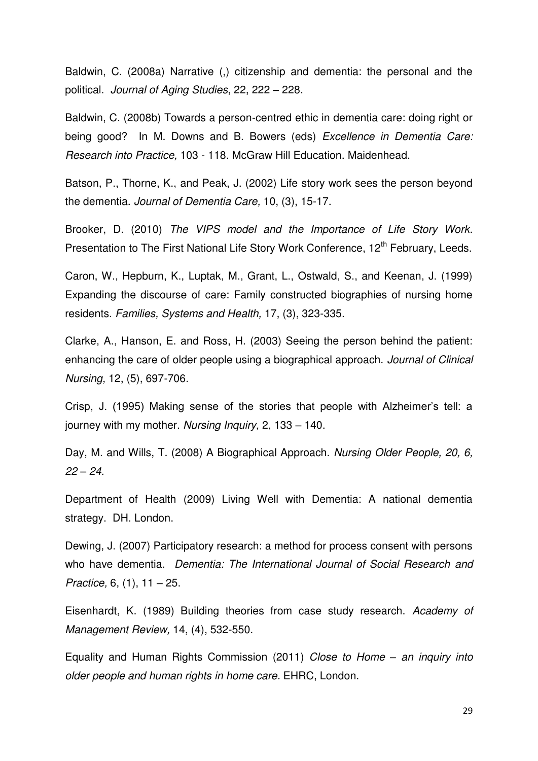Baldwin, C. (2008a) Narrative (,) citizenship and dementia: the personal and the political. *Journal of Aging Studies*, 22, 222 – 228.

Baldwin, C. (2008b) Towards a person-centred ethic in dementia care: doing right or being good? In M. Downs and B. Bowers (eds) *Excellence in Dementia Care: Research into Practice,* 103 - 118. McGraw Hill Education. Maidenhead.

Batson, P., Thorne, K., and Peak, J. (2002) Life story work sees the person beyond the dementia. *Journal of Dementia Care,* 10, (3), 15-17.

Brooker, D. (2010) *The VIPS model and the Importance of Life Story Work*. Presentation to The First National Life Story Work Conference, 12th February, Leeds.

Caron, W., Hepburn, K., Luptak, M., Grant, L., Ostwald, S., and Keenan, J. (1999) Expanding the discourse of care: Family constructed biographies of nursing home residents. *Families, Systems and Health,* 17, (3), 323-335.

Clarke, A., Hanson, E. and Ross, H. (2003) Seeing the person behind the patient: enhancing the care of older people using a biographical approach. *Journal of Clinical Nursing,* 12, (5), 697-706.

Crisp, J. (1995) Making sense of the stories that people with Alzheimer's tell: a journey with my mother. *Nursing Inquiry,* 2, 133 – 140.

Day, M. and Wills, T. (2008) A Biographical Approach. *Nursing Older People, 20, 6, 22 – 24.*

Department of Health (2009) Living Well with Dementia: A national dementia strategy. DH. London.

Dewing, J. (2007) Participatory research: a method for process consent with persons who have dementia. *Dementia: The International Journal of Social Research and Practice,* 6, (1), 11 – 25.

Eisenhardt, K. (1989) Building theories from case study research. *Academy of Management Review,* 14, (4), 532-550.

Equality and Human Rights Commission (2011) *Close to Home – an inquiry into older people and human rights in home care.* EHRC, London.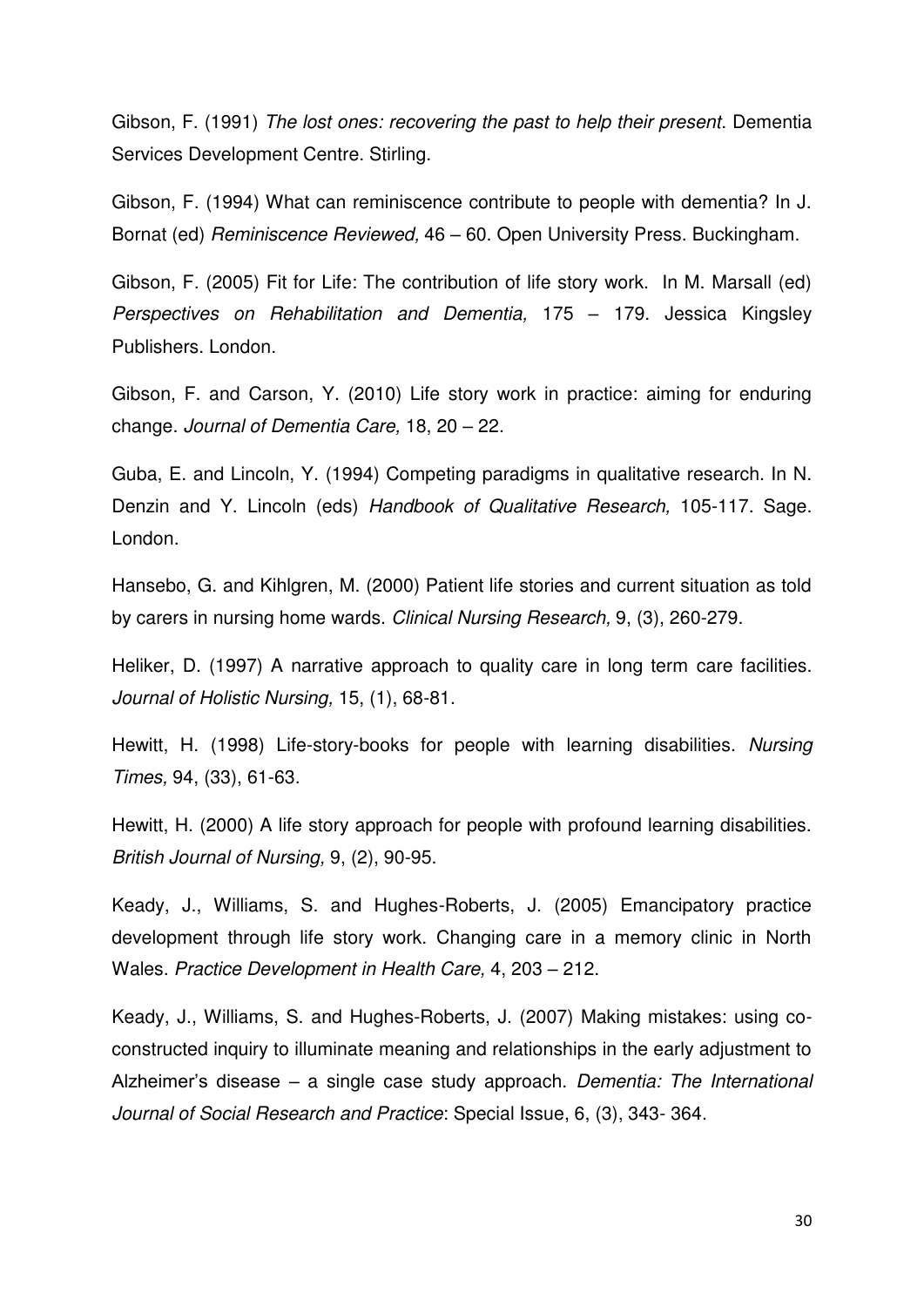Gibson, F. (1991) *The lost ones: recovering the past to help their present*. Dementia Services Development Centre. Stirling.

Gibson, F. (1994) What can reminiscence contribute to people with dementia? In J. Bornat (ed) *Reminiscence Reviewed,* 46 – 60. Open University Press. Buckingham.

Gibson, F. (2005) Fit for Life: The contribution of life story work. In M. Marsall (ed) *Perspectives on Rehabilitation and Dementia,* 175 – 179. Jessica Kingsley Publishers. London.

Gibson, F. and Carson, Y. (2010) Life story work in practice: aiming for enduring change. *Journal of Dementia Care,* 18, 20 – 22.

Guba, E. and Lincoln, Y. (1994) Competing paradigms in qualitative research. In N. Denzin and Y. Lincoln (eds) *Handbook of Qualitative Research,* 105-117. Sage. London.

Hansebo, G. and Kihlgren, M. (2000) Patient life stories and current situation as told by carers in nursing home wards. *Clinical Nursing Research,* 9, (3), 260-279.

Heliker, D. (1997) A narrative approach to quality care in long term care facilities. *Journal of Holistic Nursing,* 15, (1), 68-81.

Hewitt, H. (1998) Life-story-books for people with learning disabilities. *Nursing Times,* 94, (33), 61-63.

Hewitt, H. (2000) A life story approach for people with profound learning disabilities. *British Journal of Nursing,* 9, (2), 90-95.

Keady, J., Williams, S. and Hughes-Roberts, J. (2005) Emancipatory practice development through life story work. Changing care in a memory clinic in North Wales. *Practice Development in Health Care,* 4, 203 – 212.

Keady, J., Williams, S. and Hughes-Roberts, J. (2007) Making mistakes: using co-constructed inquiry to illuminate meaning and relationships in the early adjustment to Alzheimer's disease – a single case study approach. *Dementia: The International Journal of Social Research and Practice*: Special Issue, 6, (3), 343- 364.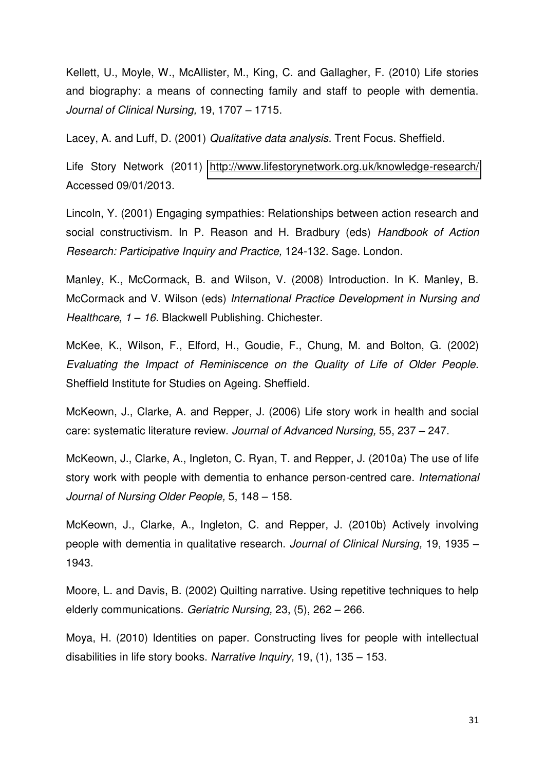Kellett, U., Moyle, W., McAllister, M., King, C. and Gallagher, F. (2010) Life stories and biography: a means of connecting family and staff to people with dementia. *Journal of Clinical Nursing,* 19, 1707 – 1715.

Lacey, A. and Luff, D. (2001) *Qualitative data analysis*. Trent Focus. Sheffield.

Life Story Network (2011) http://www.lifestorynetwork.org.uk/knowledge-research/ Accessed 09/01/2013.

Lincoln, Y. (2001) Engaging sympathies: Relationships between action research and social constructivism. In P. Reason and H. Bradbury (eds) *Handbook of Action Research: Participative Inquiry and Practice,* 124-132. Sage. London.

Manley, K., McCormack, B. and Wilson, V. (2008) Introduction. In K. Manley, B. McCormack and V. Wilson (eds) *International Practice Development in Nursing and Healthcare, 1 – 16.* Blackwell Publishing. Chichester.

McKee, K., Wilson, F., Elford, H., Goudie, F., Chung, M. and Bolton, G. (2002) *Evaluating the Impact of Reminiscence on the Quality of Life of Older People.* Sheffield Institute for Studies on Ageing. Sheffield.

McKeown, J., Clarke, A. and Repper, J. (2006) Life story work in health and social care: systematic literature review. *Journal of Advanced Nursing,* 55, 237 – 247.

McKeown, J., Clarke, A., Ingleton, C. Ryan, T. and Repper, J. (2010a) The use of life story work with people with dementia to enhance person-centred care. *International Journal of Nursing Older People,* 5, 148 – 158.

McKeown, J., Clarke, A., Ingleton, C. and Repper, J. (2010b) Actively involving people with dementia in qualitative research. *Journal of Clinical Nursing,* 19, 1935 – 1943.

Moore, L. and Davis, B. (2002) Quilting narrative. Using repetitive techniques to help elderly communications. *Geriatric Nursing,* 23, (5), 262 – 266.

Moya, H. (2010) Identities on paper. Constructing lives for people with intellectual disabilities in life story books. *Narrative Inquiry,* 19, (1), 135 – 153.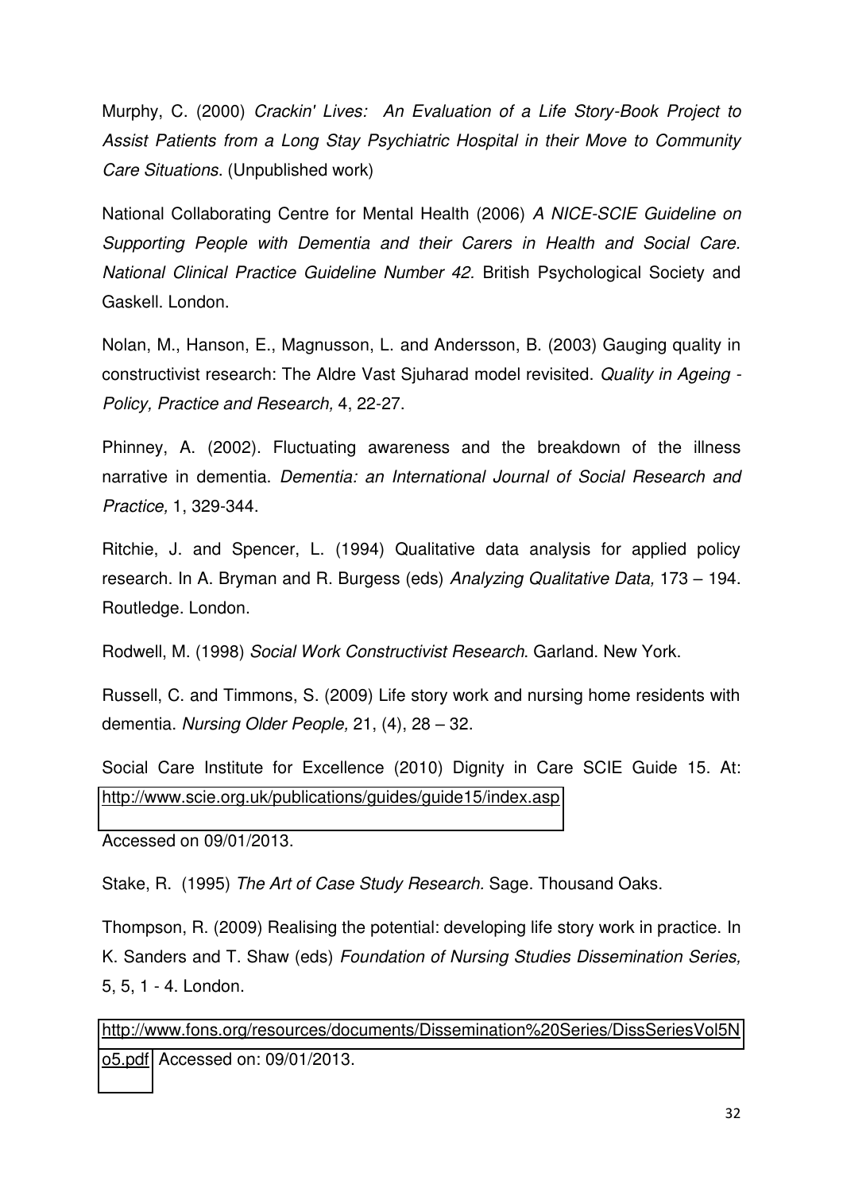Murphy, C. (2000) *Crackin' Lives: An Evaluation of a Life Story-Book Project to Assist Patients from a Long Stay Psychiatric Hospital in their Move to Community Care Situations.* (Unpublished work)

National Collaborating Centre for Mental Health (2006) *A NICE-SCIE Guideline on Supporting People with Dementia and their Carers in Health and Social Care. National Clinical Practice Guideline Number 42.* British Psychological Society and Gaskell. London.

Nolan, M., Hanson, E., Magnusson, L. and Andersson, B. (2003) Gauging quality in constructivist research: The Aldre Vast Sjuharad model revisited. *Quality in Ageing - Policy, Practice and Research,* 4, 22-27.

Phinney, A. (2002). Fluctuating awareness and the breakdown of the illness narrative in dementia. *Dementia: an International Journal of Social Research and Practice,* 1, 329-344.

Ritchie, J. and Spencer, L. (1994) Qualitative data analysis for applied policy research. In A. Bryman and R. Burgess (eds) *Analyzing Qualitative Data,* 173 – 194. Routledge. London.

Rodwell, M. (1998) *Social Work Constructivist Research*. Garland. New York.

Russell, C. and Timmons, S. (2009) Life story work and nursing home residents with dementia. *Nursing Older People,* 21, (4), 28 – 32.

Social Care Institute for Excellence (2010) Dignity in Care SCIE Guide 15. At: http://www.scie.org.uk/publications/guides/guide15/index.asp

Accessed on 09/01/2013.

Stake, R. (1995) *The Art of Case Study Research.* Sage. Thousand Oaks.

Thompson, R. (2009) Realising the potential: developing life story work in practice. In K. Sanders and T. Shaw (eds) *Foundation of Nursing Studies Dissemination Series,* 5, 5, 1 - 4. London.

http://www.fons.org/resources/documents/Dissemination%20Series/DissSeriesVol5No5.pdf Accessed on: 09/01/2013.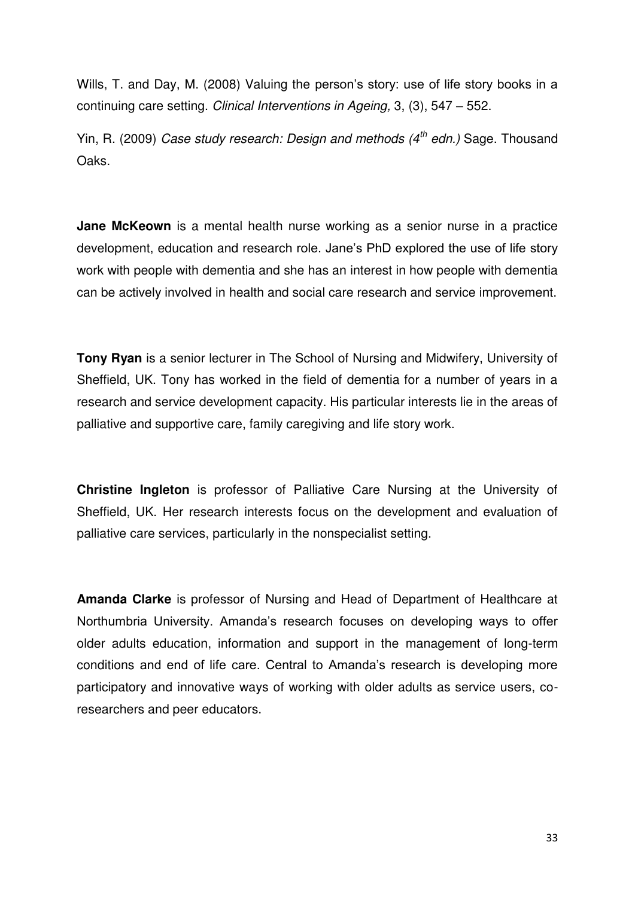Wills, T. and Day, M. (2008) Valuing the person's story: use of life story books in a continuing care setting. *Clinical Interventions in Ageing,* 3, (3), 547 – 552.

Yin, R. (2009) *Case study research: Design and methods (4th edn.)* Sage. Thousand Oaks.

**Jane McKeown** is a mental health nurse working as a senior nurse in a practice development, education and research role. Jane's PhD explored the use of life story work with people with dementia and she has an interest in how people with dementia can be actively involved in health and social care research and service improvement.

**Tony Ryan** is a senior lecturer in The School of Nursing and Midwifery, University of Sheffield, UK. Tony has worked in the field of dementia for a number of years in a research and service development capacity. His particular interests lie in the areas of palliative and supportive care, family caregiving and life story work.

**Christine Ingleton** is professor of Palliative Care Nursing at the University of Sheffield, UK. Her research interests focus on the development and evaluation of palliative care services, particularly in the nonspecialist setting.

**Amanda Clarke** is professor of Nursing and Head of Department of Healthcare at Northumbria University. Amanda's research focuses on developing ways to offer older adults education, information and support in the management of long-term conditions and end of life care. Central to Amanda's research is developing more participatory and innovative ways of working with older adults as service users, co-researchers and peer educators.